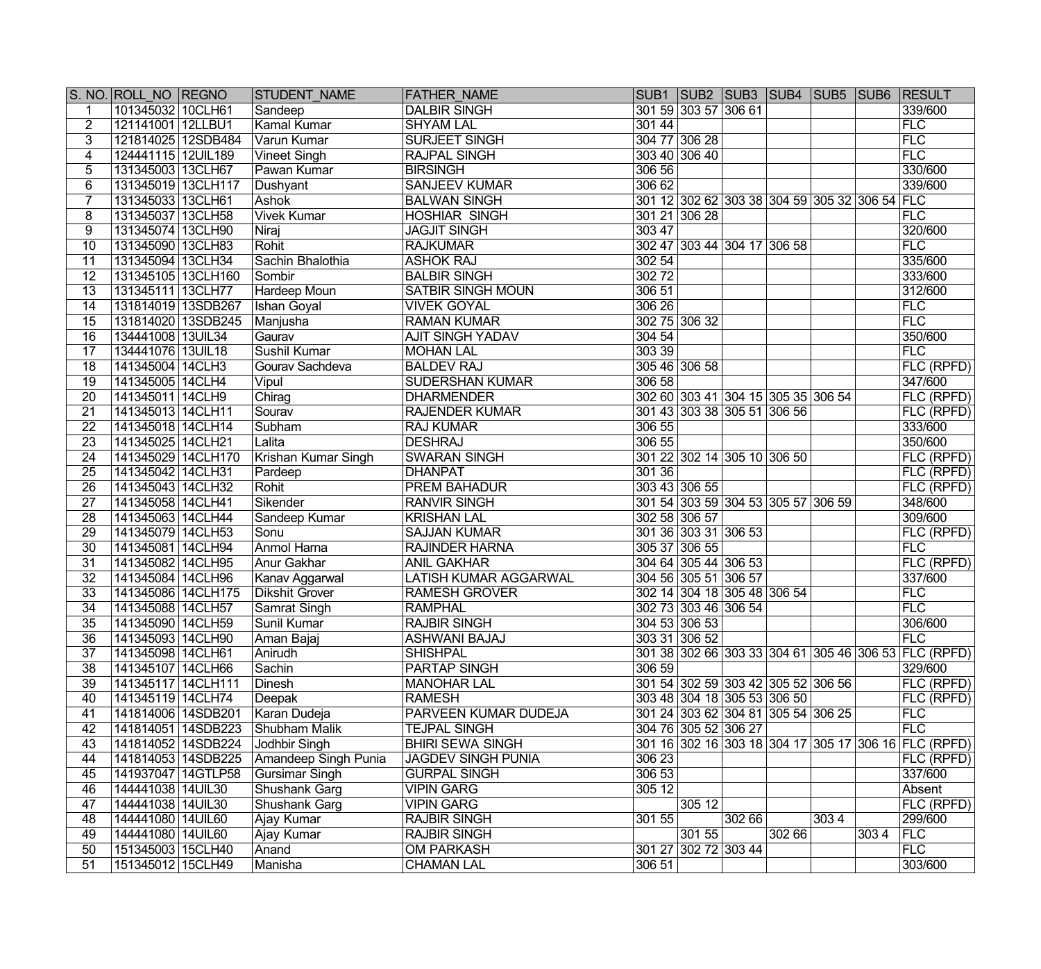| S. NO. | ROLL_NO | REGNO | STUDENT_NAME | FATHER_NAME | SUB1 | SUB2 | SUB3 | SUB4 | SUB5 | SUB6 | RESULT |
|---|---|---|---|---|---|---|---|---|---|---|---|
| 1 | 101345032 | 10CLH61 | Sandeep | DALBIR SINGH | 301 59 | 303 57 | 306 61 | | | | 339/600 |
| 2 | 121141001 | 12LLBU1 | Kamal Kumar | SHYAM LAL | 301 44 | | | | | | FLC |
| 3 | 121814025 | 12SDB484 | Varun Kumar | SURJEET SINGH | 304 77 | 306 28 | | | | | FLC |
| 4 | 124441115 | 12UIL189 | Vineet Singh | RAJPAL SINGH | 303 40 | 306 40 | | | | | FLC |
| 5 | 131345003 | 13CLH67 | Pawan Kumar | BIRSINGH | 306 56 | | | | | | 330/600 |
| 6 | 131345019 | 13CLH117 | Dushyant | SANJEEV KUMAR | 306 62 | | | | | | 339/600 |
| 7 | 131345033 | 13CLH61 | Ashok | BALWAN SINGH | 301 12 | 302 62 | 303 38 | 304 59 | 305 32 | 306 54 | FLC |
| 8 | 131345037 | 13CLH58 | Vivek Kumar | HOSHIAR SINGH | 301 21 | 306 28 | | | | | FLC |
| 9 | 131345074 | 13CLH90 | Niraj | JAGJIT SINGH | 303 47 | | | | | | 320/600 |
| 10 | 131345090 | 13CLH83 | Rohit | RAJKUMAR | 302 47 | 303 44 | 304 17 | 306 58 | | | FLC |
| 11 | 131345094 | 13CLH34 | Sachin Bhalothia | ASHOK RAJ | 302 54 | | | | | | 335/600 |
| 12 | 131345105 | 13CLH160 | Sombir | BALBIR SINGH | 302 72 | | | | | | 333/600 |
| 13 | 131345111 | 13CLH77 | Hardeep Moun | SATBIR SINGH MOUN | 306 51 | | | | | | 312/600 |
| 14 | 131814019 | 13SDB267 | Ishan Goyal | VIVEK GOYAL | 306 26 | | | | | | FLC |
| 15 | 131814020 | 13SDB245 | Manjusha | RAMAN KUMAR | 302 75 | 306 32 | | | | | FLC |
| 16 | 134441008 | 13UIL34 | Gaurav | AJIT SINGH YADAV | 304 54 | | | | | | 350/600 |
| 17 | 134441076 | 13UIL18 | Sushil Kumar | MOHAN LAL | 303 39 | | | | | | FLC |
| 18 | 141345004 | 14CLH3 | Gourav Sachdeva | BALDEV RAJ | 305 46 | 306 58 | | | | | FLC (RPFD) |
| 19 | 141345005 | 14CLH4 | Vipul | SUDERSHAN KUMAR | 306 58 | | | | | | 347/600 |
| 20 | 141345011 | 14CLH9 | Chirag | DHARMENDER | 302 60 | 303 41 | 304 15 | 305 35 | 306 54 | | FLC (RPFD) |
| 21 | 141345013 | 14CLH11 | Sourav | RAJENDER KUMAR | 301 43 | 303 38 | 305 51 | 306 56 | | | FLC (RPFD) |
| 22 | 141345018 | 14CLH14 | Subham | RAJ KUMAR | 306 55 | | | | | | 333/600 |
| 23 | 141345025 | 14CLH21 | Lalita | DESHRAJ | 306 55 | | | | | | 350/600 |
| 24 | 141345029 | 14CLH170 | Krishan Kumar Singh | SWARAN SINGH | 301 22 | 302 14 | 305 10 | 306 50 | | | FLC (RPFD) |
| 25 | 141345042 | 14CLH31 | Pardeep | DHANPAT | 301 36 | | | | | | FLC (RPFD) |
| 26 | 141345043 | 14CLH32 | Rohit | PREM BAHADUR | 303 43 | 306 55 | | | | | FLC (RPFD) |
| 27 | 141345058 | 14CLH41 | Sikender | RANVIR SINGH | 301 54 | 303 59 | 304 53 | 305 57 | 306 59 | | 348/600 |
| 28 | 141345063 | 14CLH44 | Sandeep Kumar | KRISHAN LAL | 302 58 | 306 57 | | | | | 309/600 |
| 29 | 141345079 | 14CLH53 | Sonu | SAJJAN KUMAR | 301 36 | 303 31 | 306 53 | | | | FLC (RPFD) |
| 30 | 141345081 | 14CLH94 | Anmol Harna | RAJINDER HARNA | 305 37 | 306 55 | | | | | FLC |
| 31 | 141345082 | 14CLH95 | Anur Gakhar | ANIL GAKHAR | 304 64 | 305 44 | 306 53 | | | | FLC (RPFD) |
| 32 | 141345084 | 14CLH96 | Kanav Aggarwal | LATISH KUMAR AGGARWAL | 304 56 | 305 51 | 306 57 | | | | 337/600 |
| 33 | 141345086 | 14CLH175 | Dikshit Grover | RAMESH GROVER | 302 14 | 304 18 | 305 48 | 306 54 | | | FLC |
| 34 | 141345088 | 14CLH57 | Samrat Singh | RAMPHAL | 302 73 | 303 46 | 306 54 | | | | FLC |
| 35 | 141345090 | 14CLH59 | Sunil Kumar | RAJBIR SINGH | 304 53 | 306 53 | | | | | 306/600 |
| 36 | 141345093 | 14CLH90 | Aman Bajaj | ASHWANI BAJAJ | 303 31 | 306 52 | | | | | FLC |
| 37 | 141345098 | 14CLH61 | Anirudh | SHISHPAL | 301 38 | 302 66 | 303 33 | 304 61 | 305 46 | 306 53 | FLC (RPFD) |
| 38 | 141345107 | 14CLH66 | Sachin | PARTAP SINGH | 306 59 | | | | | | 329/600 |
| 39 | 141345117 | 14CLH111 | Dinesh | MANOHAR LAL | 301 54 | 302 59 | 303 42 | 305 52 | 306 56 | | FLC (RPFD) |
| 40 | 141345119 | 14CLH74 | Deepak | RAMESH | 303 48 | 304 18 | 305 53 | 306 50 | | | FLC (RPFD) |
| 41 | 141814006 | 14SDB201 | Karan Dudeja | PARVEEN KUMAR DUDEJA | 301 24 | 303 62 | 304 81 | 305 54 | 306 25 | | FLC |
| 42 | 141814051 | 14SDB223 | Shubham Malik | TEJPAL SINGH | 304 76 | 305 52 | 306 27 | | | | FLC |
| 43 | 141814052 | 14SDB224 | Jodhbir Singh | BHIRI SEWA SINGH | 301 16 | 302 16 | 303 18 | 304 17 | 305 17 | 306 16 | FLC (RPFD) |
| 44 | 141814053 | 14SDB225 | Amandeep Singh Punia | JAGDEV SINGH PUNIA | 306 23 | | | | | | FLC (RPFD) |
| 45 | 141937047 | 14GTLP58 | Gursimar Singh | GURPAL SINGH | 306 53 | | | | | | 337/600 |
| 46 | 144441038 | 14UIL30 | Shushank Garg | VIPIN GARG | 305 12 | | | | | | Absent |
| 47 | 144441038 | 14UIL30 | Shushank Garg | VIPIN GARG | | 305 12 | | | | | FLC (RPFD) |
| 48 | 144441080 | 14UIL60 | Ajay Kumar | RAJBIR SINGH | 301 55 | | 302 66 | | 303 4 | | 299/600 |
| 49 | 144441080 | 14UIL60 | Ajay Kumar | RAJBIR SINGH | | 301 55 | | 302 66 | | 303 4 | FLC |
| 50 | 151345003 | 15CLH40 | Anand | OM PARKASH | 301 27 | 302 72 | 303 44 | | | | FLC |
| 51 | 151345012 | 15CLH49 | Manisha | CHAMAN LAL | 306 51 | | | | | | 303/600 |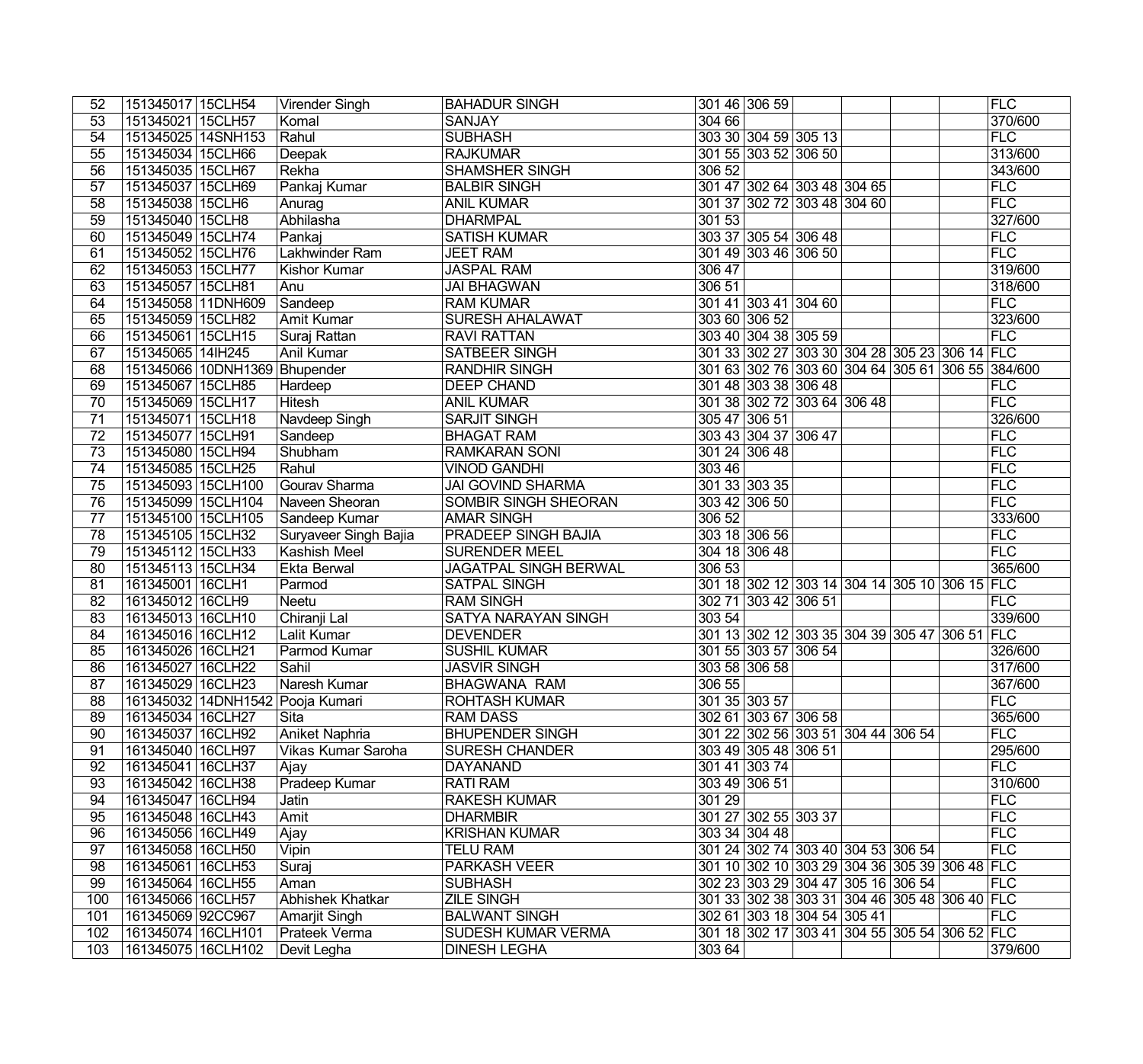| 52 | 151345017 | 15CLH54 | Virender Singh | BAHADUR SINGH | 301 46 | 306 59 | | | | | FLC |
|---|---|---|---|---|---|---|---|---|---|---|---|
| 53 | 151345021 | 15CLH57 | Komal | SANJAY | 304 66 | | | | | | 370/600 |
| 54 | 151345025 | 14SNH153 | Rahul | SUBHASH | 303 30 | 304 59 | 305 13 | | | | FLC |
| 55 | 151345034 | 15CLH66 | Deepak | RAJKUMAR | 301 55 | 303 52 | 306 50 | | | | 313/600 |
| 56 | 151345035 | 15CLH67 | Rekha | SHAMSHER SINGH | 306 52 | | | | | | 343/600 |
| 57 | 151345037 | 15CLH69 | Pankaj Kumar | BALBIR SINGH | 301 47 | 302 64 | 303 48 | 304 65 | | | FLC |
| 58 | 151345038 | 15CLH6 | Anurag | ANIL KUMAR | 301 37 | 302 72 | 303 48 | 304 60 | | | FLC |
| 59 | 151345040 | 15CLH8 | Abhilasha | DHARMPAL | 301 53 | | | | | | 327/600 |
| 60 | 151345049 | 15CLH74 | Pankaj | SATISH KUMAR | 303 37 | 305 54 | 306 48 | | | | FLC |
| 61 | 151345052 | 15CLH76 | Lakhwinder Ram | JEET RAM | 301 49 | 303 46 | 306 50 | | | | FLC |
| 62 | 151345053 | 15CLH77 | Kishor Kumar | JASPAL RAM | 306 47 | | | | | | 319/600 |
| 63 | 151345057 | 15CLH81 | Anu | JAI BHAGWAN | 306 51 | | | | | | 318/600 |
| 64 | 151345058 | 11DNH609 | Sandeep | RAM KUMAR | 301 41 | 303 41 | 304 60 | | | | FLC |
| 65 | 151345059 | 15CLH82 | Amit Kumar | SURESH AHALAWAT | 303 60 | 306 52 | | | | | 323/600 |
| 66 | 151345061 | 15CLH15 | Suraj Rattan | RAVI RATTAN | 303 40 | 304 38 | 305 59 | | | | FLC |
| 67 | 151345065 | 14IH245 | Anil Kumar | SATBEER SINGH | 301 33 | 302 27 | 303 30 | 304 28 | 305 23 | 306 14 | FLC |
| 68 | 151345066 | 10DNH1369 | Bhupender | RANDHIR SINGH | 301 63 | 302 76 | 303 60 | 304 64 | 305 61 | 306 55 | 384/600 |
| 69 | 151345067 | 15CLH85 | Hardeep | DEEP CHAND | 301 48 | 303 38 | 306 48 | | | | FLC |
| 70 | 151345069 | 15CLH17 | Hitesh | ANIL KUMAR | 301 38 | 302 72 | 303 64 | 306 48 | | | FLC |
| 71 | 151345071 | 15CLH18 | Navdeep Singh | SARJIT SINGH | 305 47 | 306 51 | | | | | 326/600 |
| 72 | 151345077 | 15CLH91 | Sandeep | BHAGAT RAM | 303 43 | 304 37 | 306 47 | | | | FLC |
| 73 | 151345080 | 15CLH94 | Shubham | RAMKARAN SONI | 301 24 | 306 48 | | | | | FLC |
| 74 | 151345085 | 15CLH25 | Rahul | VINOD GANDHI | 303 46 | | | | | | FLC |
| 75 | 151345093 | 15CLH100 | Gourav Sharma | JAI GOVIND SHARMA | 301 33 | 303 35 | | | | | FLC |
| 76 | 151345099 | 15CLH104 | Naveen Sheoran | SOMBIR SINGH SHEORAN | 303 42 | 306 50 | | | | | FLC |
| 77 | 151345100 | 15CLH105 | Sandeep Kumar | AMAR SINGH | 306 52 | | | | | | 333/600 |
| 78 | 151345105 | 15CLH32 | Suryaveer Singh Bajia | PRADEEP SINGH BAJIA | 303 18 | 306 56 | | | | | FLC |
| 79 | 151345112 | 15CLH33 | Kashish Meel | SURENDER MEEL | 304 18 | 306 48 | | | | | FLC |
| 80 | 151345113 | 15CLH34 | Ekta Berwal | JAGATPAL SINGH BERWAL | 306 53 | | | | | | 365/600 |
| 81 | 161345001 | 16CLH1 | Parmod | SATPAL SINGH | 301 18 | 302 12 | 303 14 | 304 14 | 305 10 | 306 15 | FLC |
| 82 | 161345012 | 16CLH9 | Neetu | RAM SINGH | 302 71 | 303 42 | 306 51 | | | | FLC |
| 83 | 161345013 | 16CLH10 | Chiranji Lal | SATYA NARAYAN SINGH | 303 54 | | | | | | 339/600 |
| 84 | 161345016 | 16CLH12 | Lalit Kumar | DEVENDER | 301 13 | 302 12 | 303 35 | 304 39 | 305 47 | 306 51 | FLC |
| 85 | 161345026 | 16CLH21 | Parmod Kumar | SUSHIL KUMAR | 301 55 | 303 57 | 306 54 | | | | 326/600 |
| 86 | 161345027 | 16CLH22 | Sahil | JASVIR SINGH | 303 58 | 306 58 | | | | | 317/600 |
| 87 | 161345029 | 16CLH23 | Naresh Kumar | BHAGWANA RAM | 306 55 | | | | | | 367/600 |
| 88 | 161345032 | 14DNH1542 | Pooja Kumari | ROHTASH KUMAR | 301 35 | 303 57 | | | | | FLC |
| 89 | 161345034 | 16CLH27 | Sita | RAM DASS | 302 61 | 303 67 | 306 58 | | | | 365/600 |
| 90 | 161345037 | 16CLH92 | Aniket Naphria | BHUPENDER SINGH | 301 22 | 302 56 | 303 51 | 304 44 | 306 54 | | FLC |
| 91 | 161345040 | 16CLH97 | Vikas Kumar Saroha | SURESH CHANDER | 303 49 | 305 48 | 306 51 | | | | 295/600 |
| 92 | 161345041 | 16CLH37 | Ajay | DAYANAND | 301 41 | 303 74 | | | | | FLC |
| 93 | 161345042 | 16CLH38 | Pradeep Kumar | RATI RAM | 303 49 | 306 51 | | | | | 310/600 |
| 94 | 161345047 | 16CLH94 | Jatin | RAKESH KUMAR | 301 29 | | | | | | FLC |
| 95 | 161345048 | 16CLH43 | Amit | DHARMBIR | 301 27 | 302 55 | 303 37 | | | | FLC |
| 96 | 161345056 | 16CLH49 | Ajay | KRISHAN KUMAR | 303 34 | 304 48 | | | | | FLC |
| 97 | 161345058 | 16CLH50 | Vipin | TELU RAM | 301 24 | 302 74 | 303 40 | 304 53 | 306 54 | | FLC |
| 98 | 161345061 | 16CLH53 | Suraj | PARKASH VEER | 301 10 | 302 10 | 303 29 | 304 36 | 305 39 | 306 48 | FLC |
| 99 | 161345064 | 16CLH55 | Aman | SUBHASH | 302 23 | 303 29 | 304 47 | 305 16 | 306 54 | | FLC |
| 100 | 161345066 | 16CLH57 | Abhishek Khatkar | ZILE SINGH | 301 33 | 302 38 | 303 31 | 304 46 | 305 48 | 306 40 | FLC |
| 101 | 161345069 | 92CC967 | Amarjit Singh | BALWANT SINGH | 302 61 | 303 18 | 304 54 | 305 41 | | | FLC |
| 102 | 161345074 | 16CLH101 | Prateek Verma | SUDESH KUMAR VERMA | 301 18 | 302 17 | 303 41 | 304 55 | 305 54 | 306 52 | FLC |
| 103 | 161345075 | 16CLH102 | Devit Legha | DINESH LEGHA | 303 64 | | | | | | 379/600 |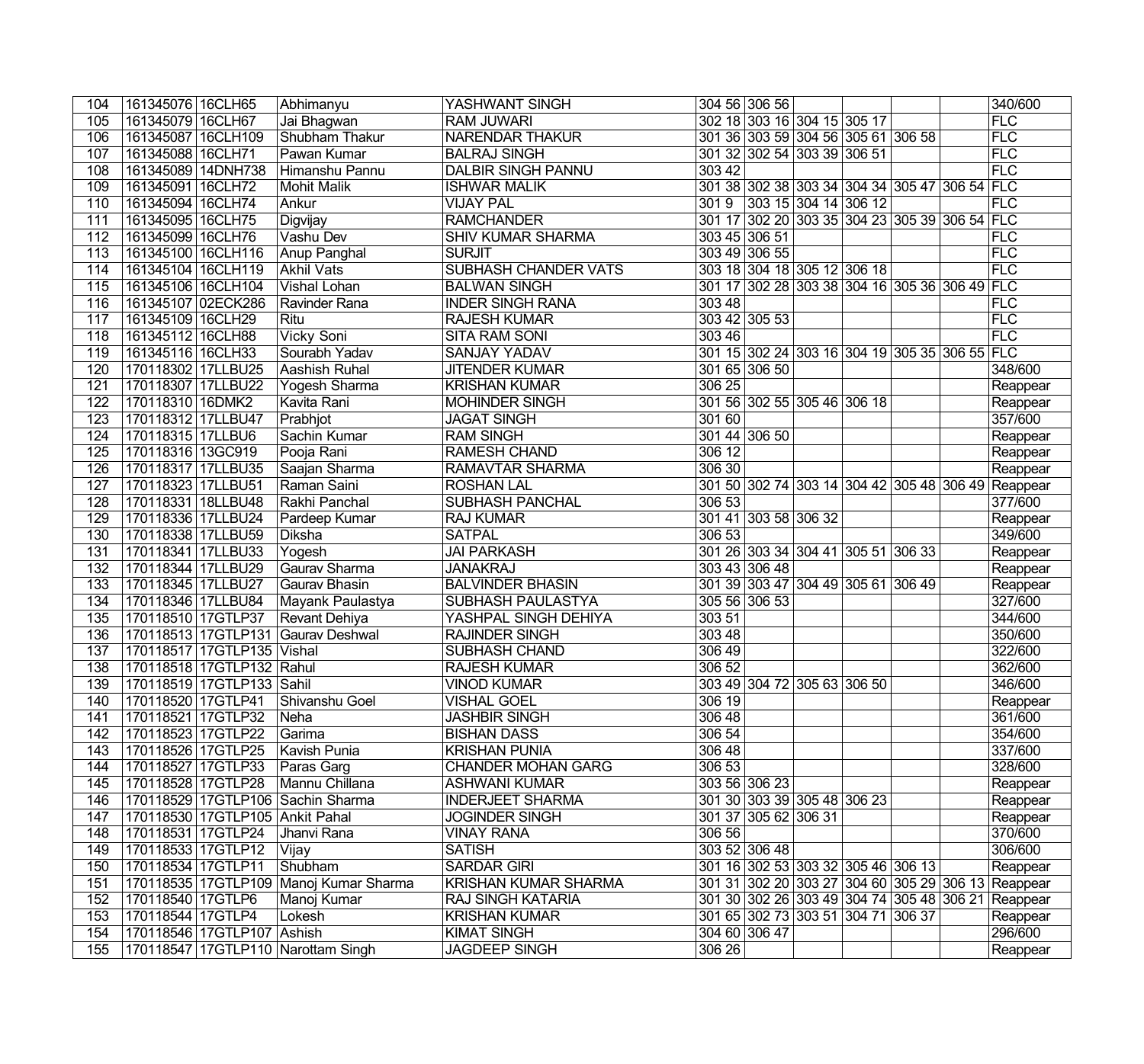| | | | | | | | | | | | |
|---|---|---|---|---|---|---|---|---|---|---|---|
| 104 | 161345076 | 16CLH65 | Abhimanyu | YASHWANT SINGH | 304 56 | 306 56 | | | | | 340/600 |
| 105 | 161345079 | 16CLH67 | Jai Bhagwan | RAM JUWARI | 302 18 | 303 16 | 304 15 | 305 17 | | | FLC |
| 106 | 161345087 | 16CLH109 | Shubham Thakur | NARENDAR THAKUR | 301 36 | 303 59 | 304 56 | 305 61 | 306 58 | | FLC |
| 107 | 161345088 | 16CLH71 | Pawan Kumar | BALRAJ SINGH | 301 32 | 302 54 | 303 39 | 306 51 | | | FLC |
| 108 | 161345089 | 14DNH738 | Himanshu Pannu | DALBIR SINGH PANNU | 303 42 | | | | | | FLC |
| 109 | 161345091 | 16CLH72 | Mohit Malik | ISHWAR MALIK | 301 38 | 302 38 | 303 34 | 304 34 | 305 47 | 306 54 | FLC |
| 110 | 161345094 | 16CLH74 | Ankur | VIJAY PAL | 301 9 | 303 15 | 304 14 | 306 12 | | | FLC |
| 111 | 161345095 | 16CLH75 | Digvijay | RAMCHANDER | 301 17 | 302 20 | 303 35 | 304 23 | 305 39 | 306 54 | FLC |
| 112 | 161345099 | 16CLH76 | Vashu Dev | SHIV KUMAR SHARMA | 303 45 | 306 51 | | | | | FLC |
| 113 | 161345100 | 16CLH116 | Anup Panghal | SURJIT | 303 49 | 306 55 | | | | | FLC |
| 114 | 161345104 | 16CLH119 | Akhil Vats | SUBHASH CHANDER VATS | 303 18 | 304 18 | 305 12 | 306 18 | | | FLC |
| 115 | 161345106 | 16CLH104 | Vishal Lohan | BALWAN SINGH | 301 17 | 302 28 | 303 38 | 304 16 | 305 36 | 306 49 | FLC |
| 116 | 161345107 | 02ECK286 | Ravinder Rana | INDER SINGH RANA | 303 48 | | | | | | FLC |
| 117 | 161345109 | 16CLH29 | Ritu | RAJESH KUMAR | 303 42 | 305 53 | | | | | FLC |
| 118 | 161345112 | 16CLH88 | Vicky Soni | SITA RAM SONI | 303 46 | | | | | | FLC |
| 119 | 161345116 | 16CLH33 | Sourabh Yadav | SANJAY YADAV | 301 15 | 302 24 | 303 16 | 304 19 | 305 35 | 306 55 | FLC |
| 120 | 170118302 | 17LLBU25 | Aashish Ruhal | JITENDER KUMAR | 301 65 | 306 50 | | | | | 348/600 |
| 121 | 170118307 | 17LLBU22 | Yogesh Sharma | KRISHAN KUMAR | 306 25 | | | | | | Reappear |
| 122 | 170118310 | 16DMK2 | Kavita Rani | MOHINDER SINGH | 301 56 | 302 55 | 305 46 | 306 18 | | | Reappear |
| 123 | 170118312 | 17LLBU47 | Prabhjot | JAGAT SINGH | 301 60 | | | | | | 357/600 |
| 124 | 170118315 | 17LLBU6 | Sachin Kumar | RAM SINGH | 301 44 | 306 50 | | | | | Reappear |
| 125 | 170118316 | 13GC919 | Pooja Rani | RAMESH CHAND | 306 12 | | | | | | Reappear |
| 126 | 170118317 | 17LLBU35 | Saajan Sharma | RAMAVTAR SHARMA | 306 30 | | | | | | Reappear |
| 127 | 170118323 | 17LLBU51 | Raman Saini | ROSHAN LAL | 301 50 | 302 74 | 303 14 | 304 42 | 305 48 | 306 49 | Reappear |
| 128 | 170118331 | 18LLBU48 | Rakhi Panchal | SUBHASH PANCHAL | 306 53 | | | | | | 377/600 |
| 129 | 170118336 | 17LLBU24 | Pardeep Kumar | RAJ KUMAR | 301 41 | 303 58 | 306 32 | | | | Reappear |
| 130 | 170118338 | 17LLBU59 | Diksha | SATPAL | 306 53 | | | | | | 349/600 |
| 131 | 170118341 | 17LLBU33 | Yogesh | JAI PARKASH | 301 26 | 303 34 | 304 41 | 305 51 | 306 33 | | Reappear |
| 132 | 170118344 | 17LLBU29 | Gaurav Sharma | JANAKRAJ | 303 43 | 306 48 | | | | | Reappear |
| 133 | 170118345 | 17LLBU27 | Gaurav Bhasin | BALVINDER BHASIN | 301 39 | 303 47 | 304 49 | 305 61 | 306 49 | | Reappear |
| 134 | 170118346 | 17LLBU84 | Mayank Paulastya | SUBHASH PAULASTYA | 305 56 | 306 53 | | | | | 327/600 |
| 135 | 170118510 | 17GTLP37 | Revant Dehiya | YASHPAL SINGH DEHIYA | 303 51 | | | | | | 344/600 |
| 136 | 170118513 | 17GTLP131 | Gaurav Deshwal | RAJINDER SINGH | 303 48 | | | | | | 350/600 |
| 137 | 170118517 | 17GTLP135 | Vishal | SUBHASH CHAND | 306 49 | | | | | | 322/600 |
| 138 | 170118518 | 17GTLP132 | Rahul | RAJESH KUMAR | 306 52 | | | | | | 362/600 |
| 139 | 170118519 | 17GTLP133 | Sahil | VINOD KUMAR | 303 49 | 304 72 | 305 63 | 306 50 | | | 346/600 |
| 140 | 170118520 | 17GTLP41 | Shivanshu Goel | VISHAL GOEL | 306 19 | | | | | | Reappear |
| 141 | 170118521 | 17GTLP32 | Neha | JASHBIR SINGH | 306 48 | | | | | | 361/600 |
| 142 | 170118523 | 17GTLP22 | Garima | BISHAN DASS | 306 54 | | | | | | 354/600 |
| 143 | 170118526 | 17GTLP25 | Kavish Punia | KRISHAN PUNIA | 306 48 | | | | | | 337/600 |
| 144 | 170118527 | 17GTLP33 | Paras Garg | CHANDER MOHAN GARG | 306 53 | | | | | | 328/600 |
| 145 | 170118528 | 17GTLP28 | Mannu Chillana | ASHWANI KUMAR | 303 56 | 306 23 | | | | | Reappear |
| 146 | 170118529 | 17GTLP106 | Sachin Sharma | INDERJEET SHARMA | 301 30 | 303 39 | 305 48 | 306 23 | | | Reappear |
| 147 | 170118530 | 17GTLP105 | Ankit Pahal | JOGINDER SINGH | 301 37 | 305 62 | 306 31 | | | | Reappear |
| 148 | 170118531 | 17GTLP24 | Jhanvi Rana | VINAY RANA | 306 56 | | | | | | 370/600 |
| 149 | 170118533 | 17GTLP12 | Vijay | SATISH | 303 52 | 306 48 | | | | | 306/600 |
| 150 | 170118534 | 17GTLP11 | Shubham | SARDAR GIRI | 301 16 | 302 53 | 303 32 | 305 46 | 306 13 | | Reappear |
| 151 | 170118535 | 17GTLP109 | Manoj Kumar Sharma | KRISHAN KUMAR SHARMA | 301 31 | 302 20 | 303 27 | 304 60 | 305 29 | 306 13 | Reappear |
| 152 | 170118540 | 17GTLP6 | Manoj Kumar | RAJ SINGH KATARIA | 301 30 | 302 26 | 303 49 | 304 74 | 305 48 | 306 21 | Reappear |
| 153 | 170118544 | 17GTLP4 | Lokesh | KRISHAN KUMAR | 301 65 | 302 73 | 303 51 | 304 71 | 306 37 | | Reappear |
| 154 | 170118546 | 17GTLP107 | Ashish | KIMAT SINGH | 304 60 | 306 47 | | | | | 296/600 |
| 155 | 170118547 | 17GTLP110 | Narottam Singh | JAGDEEP SINGH | 306 26 | | | | | | Reappear |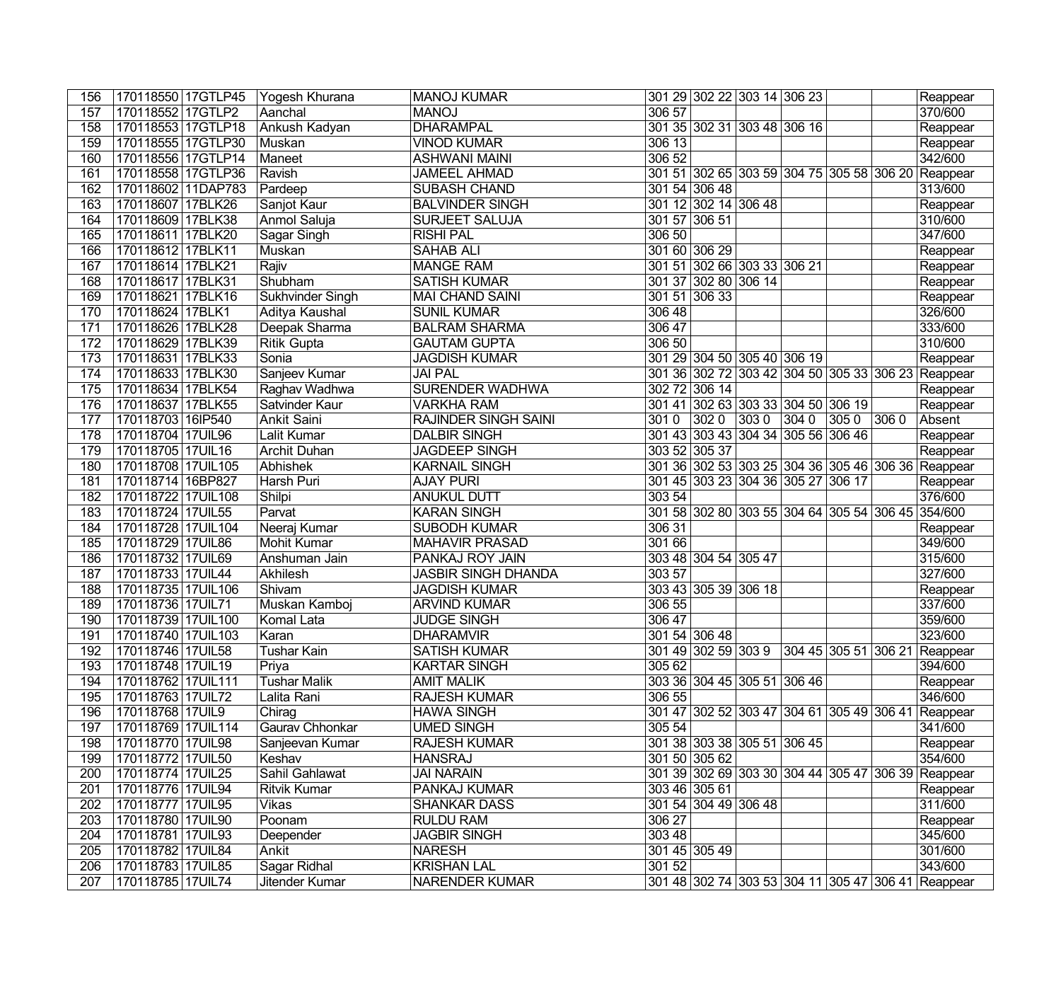| 156 | 170118550 | 17GTLP45 | Yogesh Khurana | MANOJ KUMAR | 301 29 | 302 22 | 303 14 | 306 23 | | | Reappear |
|---|---|---|---|---|---|---|---|---|---|---|---|
| 157 | 170118552 | 17GTLP2 | Aanchal | MANOJ | 306 57 | | | | | | 370/600 |
| 158 | 170118553 | 17GTLP18 | Ankush Kadyan | DHARAMPAL | 301 35 | 302 31 | 303 48 | 306 16 | | | Reappear |
| 159 | 170118555 | 17GTLP30 | Muskan | VINOD KUMAR | 306 13 | | | | | | Reappear |
| 160 | 170118556 | 17GTLP14 | Maneet | ASHWANI MAINI | 306 52 | | | | | | 342/600 |
| 161 | 170118558 | 17GTLP36 | Ravish | JAMEEL AHMAD | 301 51 | 302 65 | 303 59 | 304 75 | 305 58 | 306 20 | Reappear |
| 162 | 170118602 | 11DAP783 | Pardeep | SUBASH CHAND | 301 54 | 306 48 | | | | | 313/600 |
| 163 | 170118607 | 17BLK26 | Sanjot Kaur | BALVINDER SINGH | 301 12 | 302 14 | 306 48 | | | | Reappear |
| 164 | 170118609 | 17BLK38 | Anmol Saluja | SURJEET SALUJA | 301 57 | 306 51 | | | | | 310/600 |
| 165 | 170118611 | 17BLK20 | Sagar Singh | RISHI PAL | 306 50 | | | | | | 347/600 |
| 166 | 170118612 | 17BLK11 | Muskan | SAHAB ALI | 301 60 | 306 29 | | | | | Reappear |
| 167 | 170118614 | 17BLK21 | Rajiv | MANGE RAM | 301 51 | 302 66 | 303 33 | 306 21 | | | Reappear |
| 168 | 170118617 | 17BLK31 | Shubham | SATISH KUMAR | 301 37 | 302 80 | 306 14 | | | | Reappear |
| 169 | 170118621 | 17BLK16 | Sukhvinder Singh | MAI CHAND SAINI | 301 51 | 306 33 | | | | | Reappear |
| 170 | 170118624 | 17BLK1 | Aditya Kaushal | SUNIL KUMAR | 306 48 | | | | | | 326/600 |
| 171 | 170118626 | 17BLK28 | Deepak Sharma | BALRAM SHARMA | 306 47 | | | | | | 333/600 |
| 172 | 170118629 | 17BLK39 | Ritik Gupta | GAUTAM GUPTA | 306 50 | | | | | | 310/600 |
| 173 | 170118631 | 17BLK33 | Sonia | JAGDISH KUMAR | 301 29 | 304 50 | 305 40 | 306 19 | | | Reappear |
| 174 | 170118633 | 17BLK30 | Sanjeev Kumar | JAI PAL | 301 36 | 302 72 | 303 42 | 304 50 | 305 33 | 306 23 | Reappear |
| 175 | 170118634 | 17BLK54 | Raghav Wadhwa | SURENDER WADHWA | 302 72 | 306 14 | | | | | Reappear |
| 176 | 170118637 | 17BLK55 | Satvinder Kaur | VARKHA RAM | 301 41 | 302 63 | 303 33 | 304 50 | 306 19 | | Reappear |
| 177 | 170118703 | 16IP540 | Ankit Saini | RAJINDER SINGH SAINI | 301 0 | 302 0 | 303 0 | 304 0 | 305 0 | 306 0 | Absent |
| 178 | 170118704 | 17UIL96 | Lalit Kumar | DALBIR SINGH | 301 43 | 303 43 | 304 34 | 305 56 | 306 46 | | Reappear |
| 179 | 170118705 | 17UIL16 | Archit Duhan | JAGDEEP SINGH | 303 52 | 305 37 | | | | | Reappear |
| 180 | 170118708 | 17UIL105 | Abhishek | KARNAIL SINGH | 301 36 | 302 53 | 303 25 | 304 36 | 305 46 | 306 36 | Reappear |
| 181 | 170118714 | 16BP827 | Harsh Puri | AJAY PURI | 301 45 | 303 23 | 304 36 | 305 27 | 306 17 | | Reappear |
| 182 | 170118722 | 17UIL108 | Shilpi | ANUKUL DUTT | 303 54 | | | | | | 376/600 |
| 183 | 170118724 | 17UIL55 | Parvat | KARAN SINGH | 301 58 | 302 80 | 303 55 | 304 64 | 305 54 | 306 45 | 354/600 |
| 184 | 170118728 | 17UIL104 | Neeraj Kumar | SUBODH KUMAR | 306 31 | | | | | | Reappear |
| 185 | 170118729 | 17UIL86 | Mohit Kumar | MAHAVIR PRASAD | 301 66 | | | | | | 349/600 |
| 186 | 170118732 | 17UIL69 | Anshuman Jain | PANKAJ ROY JAIN | 303 48 | 304 54 | 305 47 | | | | 315/600 |
| 187 | 170118733 | 17UIL44 | Akhilesh | JASBIR SINGH DHANDA | 303 57 | | | | | | 327/600 |
| 188 | 170118735 | 17UIL106 | Shivam | JAGDISH KUMAR | 303 43 | 305 39 | 306 18 | | | | Reappear |
| 189 | 170118736 | 17UIL71 | Muskan Kamboj | ARVIND KUMAR | 306 55 | | | | | | 337/600 |
| 190 | 170118739 | 17UIL100 | Komal Lata | JUDGE SINGH | 306 47 | | | | | | 359/600 |
| 191 | 170118740 | 17UIL103 | Karan | DHARAMVIR | 301 54 | 306 48 | | | | | 323/600 |
| 192 | 170118746 | 17UIL58 | Tushar Kain | SATISH KUMAR | 301 49 | 302 59 | 303 9 | 304 45 | 305 51 | 306 21 | Reappear |
| 193 | 170118748 | 17UIL19 | Priya | KARTAR SINGH | 305 62 | | | | | | 394/600 |
| 194 | 170118762 | 17UIL111 | Tushar Malik | AMIT MALIK | 303 36 | 304 45 | 305 51 | 306 46 | | | Reappear |
| 195 | 170118763 | 17UIL72 | Lalita Rani | RAJESH KUMAR | 306 55 | | | | | | 346/600 |
| 196 | 170118768 | 17UIL9 | Chirag | HAWA SINGH | 301 47 | 302 52 | 303 47 | 304 61 | 305 49 | 306 41 | Reappear |
| 197 | 170118769 | 17UIL114 | Gaurav Chhonkar | UMED SINGH | 305 54 | | | | | | 341/600 |
| 198 | 170118770 | 17UIL98 | Sanjeevan Kumar | RAJESH KUMAR | 301 38 | 303 38 | 305 51 | 306 45 | | | Reappear |
| 199 | 170118772 | 17UIL50 | Keshav | HANSRAJ | 301 50 | 305 62 | | | | | 354/600 |
| 200 | 170118774 | 17UIL25 | Sahil Gahlawat | JAI NARAIN | 301 39 | 302 69 | 303 30 | 304 44 | 305 47 | 306 39 | Reappear |
| 201 | 170118776 | 17UIL94 | Ritvik Kumar | PANKAJ KUMAR | 303 46 | 305 61 | | | | | Reappear |
| 202 | 170118777 | 17UIL95 | Vikas | SHANKAR DASS | 301 54 | 304 49 | 306 48 | | | | 311/600 |
| 203 | 170118780 | 17UIL90 | Poonam | RULDU RAM | 306 27 | | | | | | Reappear |
| 204 | 170118781 | 17UIL93 | Deepender | JAGBIR SINGH | 303 48 | | | | | | 345/600 |
| 205 | 170118782 | 17UIL84 | Ankit | NARESH | 301 45 | 305 49 | | | | | 301/600 |
| 206 | 170118783 | 17UIL85 | Sagar Ridhal | KRISHAN LAL | 301 52 | | | | | | 343/600 |
| 207 | 170118785 | 17UIL74 | Jitender Kumar | NARENDER KUMAR | 301 48 | 302 74 | 303 53 | 304 11 | 305 47 | 306 41 | Reappear |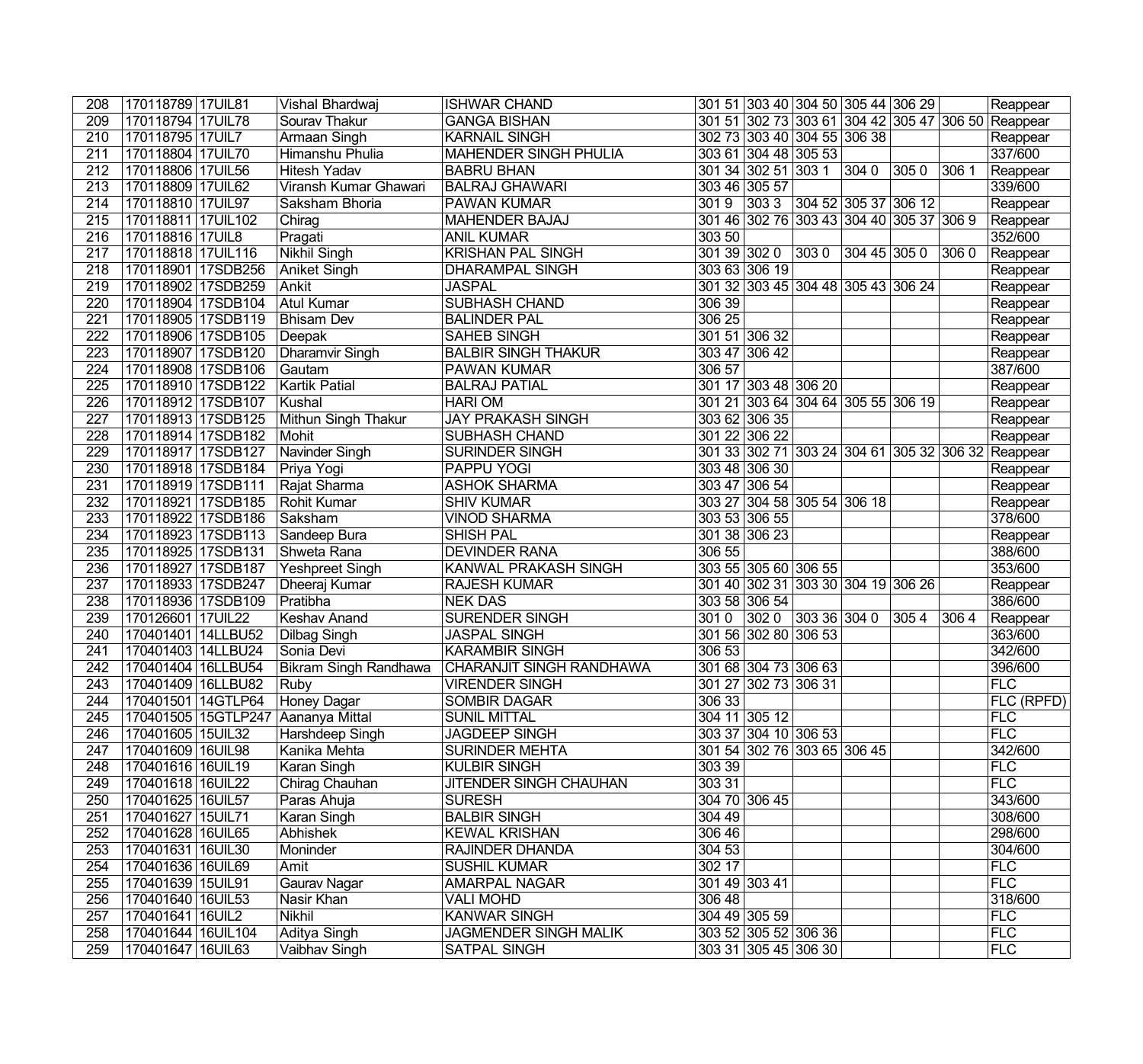| 208 | 170118789 | 17UIL81 | Vishal Bhardwaj | ISHWAR CHAND | 301 51 | 303 40 | 304 50 | 305 44 | 306 29 | | Reappear |
|---|---|---|---|---|---|---|---|---|---|---|---|
| 209 | 170118794 | 17UIL78 | Sourav Thakur | GANGA BISHAN | 301 51 | 302 73 | 303 61 | 304 42 | 305 47 | 306 50 | Reappear |
| 210 | 170118795 | 17UIL7 | Armaan Singh | KARNAIL SINGH | 302 73 | 303 40 | 304 55 | 306 38 | | | Reappear |
| 211 | 170118804 | 17UIL70 | Himanshu Phulia | MAHENDER SINGH PHULIA | 303 61 | 304 48 | 305 53 | | | | 337/600 |
| 212 | 170118806 | 17UIL56 | Hitesh Yadav | BABRU BHAN | 301 34 | 302 51 | 303 1 | 304 0 | 305 0 | 306 1 | Reappear |
| 213 | 170118809 | 17UIL62 | Viransh Kumar Ghawari | BALRAJ GHAWARI | 303 46 | 305 57 | | | | | 339/600 |
| 214 | 170118810 | 17UIL97 | Saksham Bhoria | PAWAN KUMAR | 301 9 | 303 3 | 304 52 | 305 37 | 306 12 | | Reappear |
| 215 | 170118811 | 17UIL102 | Chirag | MAHENDER BAJAJ | 301 46 | 302 76 | 303 43 | 304 40 | 305 37 | 306 9 | Reappear |
| 216 | 170118816 | 17UIL8 | Pragati | ANIL KUMAR | 303 50 | | | | | | 352/600 |
| 217 | 170118818 | 17UIL116 | Nikhil Singh | KRISHAN PAL SINGH | 301 39 | 302 0 | 303 0 | 304 45 | 305 0 | 306 0 | Reappear |
| 218 | 170118901 | 17SDB256 | Aniket Singh | DHARAMPAL SINGH | 303 63 | 306 19 | | | | | Reappear |
| 219 | 170118902 | 17SDB259 | Ankit | JASPAL | 301 32 | 303 45 | 304 48 | 305 43 | 306 24 | | Reappear |
| 220 | 170118904 | 17SDB104 | Atul Kumar | SUBHASH CHAND | 306 39 | | | | | | Reappear |
| 221 | 170118905 | 17SDB119 | Bhisam Dev | BALINDER PAL | 306 25 | | | | | | Reappear |
| 222 | 170118906 | 17SDB105 | Deepak | SAHEB SINGH | 301 51 | 306 32 | | | | | Reappear |
| 223 | 170118907 | 17SDB120 | Dharamvir Singh | BALBIR SINGH THAKUR | 303 47 | 306 42 | | | | | Reappear |
| 224 | 170118908 | 17SDB106 | Gautam | PAWAN KUMAR | 306 57 | | | | | | 387/600 |
| 225 | 170118910 | 17SDB122 | Kartik Patial | BALRAJ PATIAL | 301 17 | 303 48 | 306 20 | | | | Reappear |
| 226 | 170118912 | 17SDB107 | Kushal | HARI OM | 301 21 | 303 64 | 304 64 | 305 55 | 306 19 | | Reappear |
| 227 | 170118913 | 17SDB125 | Mithun Singh Thakur | JAY PRAKASH SINGH | 303 62 | 306 35 | | | | | Reappear |
| 228 | 170118914 | 17SDB182 | Mohit | SUBHASH CHAND | 301 22 | 306 22 | | | | | Reappear |
| 229 | 170118917 | 17SDB127 | Navinder Singh | SURINDER SINGH | 301 33 | 302 71 | 303 24 | 304 61 | 305 32 | 306 32 | Reappear |
| 230 | 170118918 | 17SDB184 | Priya Yogi | PAPPU YOGI | 303 48 | 306 30 | | | | | Reappear |
| 231 | 170118919 | 17SDB111 | Rajat Sharma | ASHOK SHARMA | 303 47 | 306 54 | | | | | Reappear |
| 232 | 170118921 | 17SDB185 | Rohit Kumar | SHIV KUMAR | 303 27 | 304 58 | 305 54 | 306 18 | | | Reappear |
| 233 | 170118922 | 17SDB186 | Saksham | VINOD SHARMA | 303 53 | 306 55 | | | | | 378/600 |
| 234 | 170118923 | 17SDB113 | Sandeep Bura | SHISH PAL | 301 38 | 306 23 | | | | | Reappear |
| 235 | 170118925 | 17SDB131 | Shweta Rana | DEVINDER RANA | 306 55 | | | | | | 388/600 |
| 236 | 170118927 | 17SDB187 | Yeshpreet Singh | KANWAL PRAKASH SINGH | 303 55 | 305 60 | 306 55 | | | | 353/600 |
| 237 | 170118933 | 17SDB247 | Dheeraj Kumar | RAJESH KUMAR | 301 40 | 302 31 | 303 30 | 304 19 | 306 26 | | Reappear |
| 238 | 170118936 | 17SDB109 | Pratibha | NEK DAS | 303 58 | 306 54 | | | | | 386/600 |
| 239 | 170126601 | 17UIL22 | Keshav Anand | SURENDER SINGH | 301 0 | 302 0 | 303 36 | 304 0 | 305 4 | 306 4 | Reappear |
| 240 | 170401401 | 14LLBU52 | Dilbag Singh | JASPAL SINGH | 301 56 | 302 80 | 306 53 | | | | 363/600 |
| 241 | 170401403 | 14LLBU24 | Sonia Devi | KARAMBIR SINGH | 306 53 | | | | | | 342/600 |
| 242 | 170401404 | 16LLBU54 | Bikram Singh Randhawa | CHARANJIT SINGH RANDHAWA | 301 68 | 304 73 | 306 63 | | | | 396/600 |
| 243 | 170401409 | 16LLBU82 | Ruby | VIRENDER SINGH | 301 27 | 302 73 | 306 31 | | | | FLC |
| 244 | 170401501 | 14GTLP64 | Honey Dagar | SOMBIR DAGAR | 306 33 | | | | | | FLC (RPFD) |
| 245 | 170401505 | 15GTLP247 | Aananya Mittal | SUNIL MITTAL | 304 11 | 305 12 | | | | | FLC |
| 246 | 170401605 | 15UIL32 | Harshdeep Singh | JAGDEEP SINGH | 303 37 | 304 10 | 306 53 | | | | FLC |
| 247 | 170401609 | 16UIL98 | Kanika Mehta | SURINDER MEHTA | 301 54 | 302 76 | 303 65 | 306 45 | | | 342/600 |
| 248 | 170401616 | 16UIL19 | Karan Singh | KULBIR SINGH | 303 39 | | | | | | FLC |
| 249 | 170401618 | 16UIL22 | Chirag Chauhan | JITENDER SINGH CHAUHAN | 303 31 | | | | | | FLC |
| 250 | 170401625 | 16UIL57 | Paras Ahuja | SURESH | 304 70 | 306 45 | | | | | 343/600 |
| 251 | 170401627 | 15UIL71 | Karan Singh | BALBIR SINGH | 304 49 | | | | | | 308/600 |
| 252 | 170401628 | 16UIL65 | Abhishek | KEWAL KRISHAN | 306 46 | | | | | | 298/600 |
| 253 | 170401631 | 16UIL30 | Moninder | RAJINDER DHANDA | 304 53 | | | | | | 304/600 |
| 254 | 170401636 | 16UIL69 | Amit | SUSHIL KUMAR | 302 17 | | | | | | FLC |
| 255 | 170401639 | 15UIL91 | Gaurav Nagar | AMARPAL NAGAR | 301 49 | 303 41 | | | | | FLC |
| 256 | 170401640 | 16UIL53 | Nasir Khan | VALI MOHD | 306 48 | | | | | | 318/600 |
| 257 | 170401641 | 16UIL2 | Nikhil | KANWAR SINGH | 304 49 | 305 59 | | | | | FLC |
| 258 | 170401644 | 16UIL104 | Aditya Singh | JAGMENDER SINGH MALIK | 303 52 | 305 52 | 306 36 | | | | FLC |
| 259 | 170401647 | 16UIL63 | Vaibhav Singh | SATPAL SINGH | 303 31 | 305 45 | 306 30 | | | | FLC |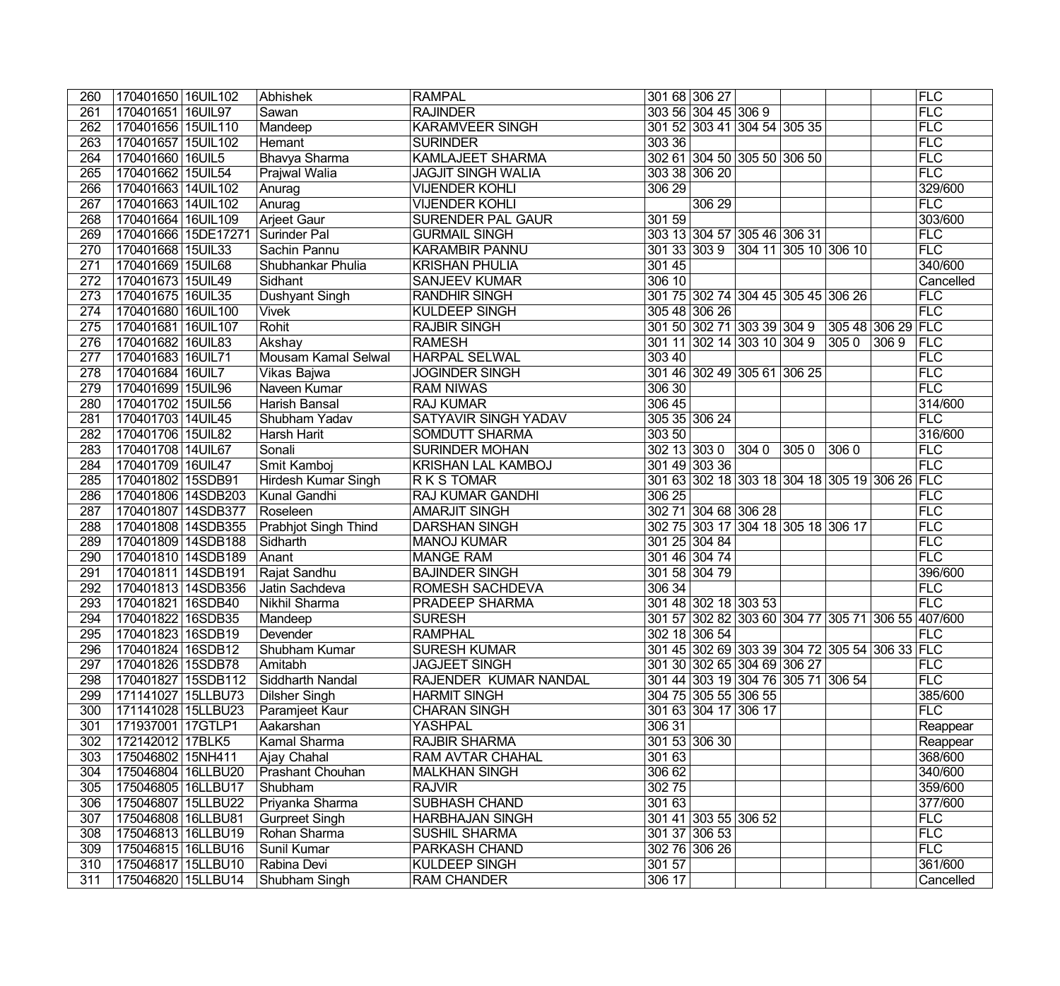| | | | | | | | | | | | |
|---|---|---|---|---|---|---|---|---|---|---|---|
| 260 | 170401650 | 16UIL102 | Abhishek | RAMPAL | 301 68 | 306 27 | | | | | FLC |
| 261 | 170401651 | 16UIL97 | Sawan | RAJINDER | 303 56 | 304 45 | 306 9 | | | | FLC |
| 262 | 170401656 | 15UIL110 | Mandeep | KARAMVEER SINGH | 301 52 | 303 41 | 304 54 | 305 35 | | | FLC |
| 263 | 170401657 | 15UIL102 | Hemant | SURINDER | 303 36 | | | | | | FLC |
| 264 | 170401660 | 16UIL5 | Bhavya Sharma | KAMLAJEET SHARMA | 302 61 | 304 50 | 305 50 | 306 50 | | | FLC |
| 265 | 170401662 | 15UIL54 | Prajwal Walia | JAGJIT SINGH WALIA | 303 38 | 306 20 | | | | | FLC |
| 266 | 170401663 | 14UIL102 | Anurag | VIJENDER KOHLI | 306 29 | | | | | | 329/600 |
| 267 | 170401663 | 14UIL102 | Anurag | VIJENDER KOHLI | | 306 29 | | | | | FLC |
| 268 | 170401664 | 16UIL109 | Arjeet Gaur | SURENDER PAL GAUR | 301 59 | | | | | | 303/600 |
| 269 | 170401666 | 15DE17271 | Surinder Pal | GURMAIL SINGH | 303 13 | 304 57 | 305 46 | 306 31 | | | FLC |
| 270 | 170401668 | 15UIL33 | Sachin Pannu | KARAMBIR PANNU | 301 33 | 303 9 | 304 11 | 305 10 | 306 10 | | FLC |
| 271 | 170401669 | 15UIL68 | Shubhankar Phulia | KRISHAN PHULIA | 301 45 | | | | | | 340/600 |
| 272 | 170401673 | 15UIL49 | Sidhant | SANJEEV KUMAR | 306 10 | | | | | | Cancelled |
| 273 | 170401675 | 16UIL35 | Dushyant Singh | RANDHIR SINGH | 301 75 | 302 74 | 304 45 | 305 45 | 306 26 | | FLC |
| 274 | 170401680 | 16UIL100 | Vivek | KULDEEP SINGH | 305 48 | 306 26 | | | | | FLC |
| 275 | 170401681 | 16UIL107 | Rohit | RAJBIR SINGH | 301 50 | 302 71 | 303 39 | 304 9 | 305 48 | 306 29 | FLC |
| 276 | 170401682 | 16UIL83 | Akshay | RAMESH | 301 11 | 302 14 | 303 10 | 304 9 | 305 0 | 306 9 | FLC |
| 277 | 170401683 | 16UIL71 | Mousam Kamal Selwal | HARPAL SELWAL | 303 40 | | | | | | FLC |
| 278 | 170401684 | 16UIL7 | Vikas Bajwa | JOGINDER SINGH | 301 46 | 302 49 | 305 61 | 306 25 | | | FLC |
| 279 | 170401699 | 15UIL96 | Naveen Kumar | RAM NIWAS | 306 30 | | | | | | FLC |
| 280 | 170401702 | 15UIL56 | Harish Bansal | RAJ KUMAR | 306 45 | | | | | | 314/600 |
| 281 | 170401703 | 14UIL45 | Shubham Yadav | SATYAVIR SINGH YADAV | 305 35 | 306 24 | | | | | FLC |
| 282 | 170401706 | 15UIL82 | Harsh Harit | SOMDUTT SHARMA | 303 50 | | | | | | 316/600 |
| 283 | 170401708 | 14UIL67 | Sonali | SURINDER MOHAN | 302 13 | 303 0 | 304 0 | 305 0 | 306 0 | | FLC |
| 284 | 170401709 | 16UIL47 | Smit Kamboj | KRISHAN LAL KAMBOJ | 301 49 | 303 36 | | | | | FLC |
| 285 | 170401802 | 15SDB91 | Hirdesh Kumar Singh | R K S TOMAR | 301 63 | 302 18 | 303 18 | 304 18 | 305 19 | 306 26 | FLC |
| 286 | 170401806 | 14SDB203 | Kunal Gandhi | RAJ KUMAR GANDHI | 306 25 | | | | | | FLC |
| 287 | 170401807 | 14SDB377 | Roseleen | AMARJIT SINGH | 302 71 | 304 68 | 306 28 | | | | FLC |
| 288 | 170401808 | 14SDB355 | Prabhjot Singh Thind | DARSHAN SINGH | 302 75 | 303 17 | 304 18 | 305 18 | 306 17 | | FLC |
| 289 | 170401809 | 14SDB188 | Sidharth | MANOJ KUMAR | 301 25 | 304 84 | | | | | FLC |
| 290 | 170401810 | 14SDB189 | Anant | MANGE RAM | 301 46 | 304 74 | | | | | FLC |
| 291 | 170401811 | 14SDB191 | Rajat Sandhu | BAJINDER SINGH | 301 58 | 304 79 | | | | | 396/600 |
| 292 | 170401813 | 14SDB356 | Jatin Sachdeva | ROMESH SACHDEVA | 306 34 | | | | | | FLC |
| 293 | 170401821 | 16SDB40 | Nikhil Sharma | PRADEEP SHARMA | 301 48 | 302 18 | 303 53 | | | | FLC |
| 294 | 170401822 | 16SDB35 | Mandeep | SURESH | 301 57 | 302 82 | 303 60 | 304 77 | 305 71 | 306 55 | 407/600 |
| 295 | 170401823 | 16SDB19 | Devender | RAMPHAL | 302 18 | 306 54 | | | | | FLC |
| 296 | 170401824 | 16SDB12 | Shubham Kumar | SURESH KUMAR | 301 45 | 302 69 | 303 39 | 304 72 | 305 54 | 306 33 | FLC |
| 297 | 170401826 | 15SDB78 | Amitabh | JAGJEET SINGH | 301 30 | 302 65 | 304 69 | 306 27 | | | FLC |
| 298 | 170401827 | 15SDB112 | Siddharth Nandal | RAJENDER KUMAR NANDAL | 301 44 | 303 19 | 304 76 | 305 71 | 306 54 | | FLC |
| 299 | 171141027 | 15LLBU73 | Dilsher Singh | HARMIT SINGH | 304 75 | 305 55 | 306 55 | | | | 385/600 |
| 300 | 171141028 | 15LLBU23 | Paramjeet Kaur | CHARAN SINGH | 301 63 | 304 17 | 306 17 | | | | FLC |
| 301 | 171937001 | 17GTLP1 | Aakarshan | YASHPAL | 306 31 | | | | | | Reappear |
| 302 | 172142012 | 17BLK5 | Kamal Sharma | RAJBIR SHARMA | 301 53 | 306 30 | | | | | Reappear |
| 303 | 175046802 | 15NH411 | Ajay Chahal | RAM AVTAR CHAHAL | 301 63 | | | | | | 368/600 |
| 304 | 175046804 | 16LLBU20 | Prashant Chouhan | MALKHAN SINGH | 306 62 | | | | | | 340/600 |
| 305 | 175046805 | 16LLBU17 | Shubham | RAJVIR | 302 75 | | | | | | 359/600 |
| 306 | 175046807 | 15LLBU22 | Priyanka Sharma | SUBHASH CHAND | 301 63 | | | | | | 377/600 |
| 307 | 175046808 | 16LLBU81 | Gurpreet Singh | HARBHAJAN SINGH | 301 41 | 303 55 | 306 52 | | | | FLC |
| 308 | 175046813 | 16LLBU19 | Rohan Sharma | SUSHIL SHARMA | 301 37 | 306 53 | | | | | FLC |
| 309 | 175046815 | 16LLBU16 | Sunil Kumar | PARKASH CHAND | 302 76 | 306 26 | | | | | FLC |
| 310 | 175046817 | 15LLBU10 | Rabina Devi | KULDEEP SINGH | 301 57 | | | | | | 361/600 |
| 311 | 175046820 | 15LLBU14 | Shubham Singh | RAM CHANDER | 306 17 | | | | | | Cancelled |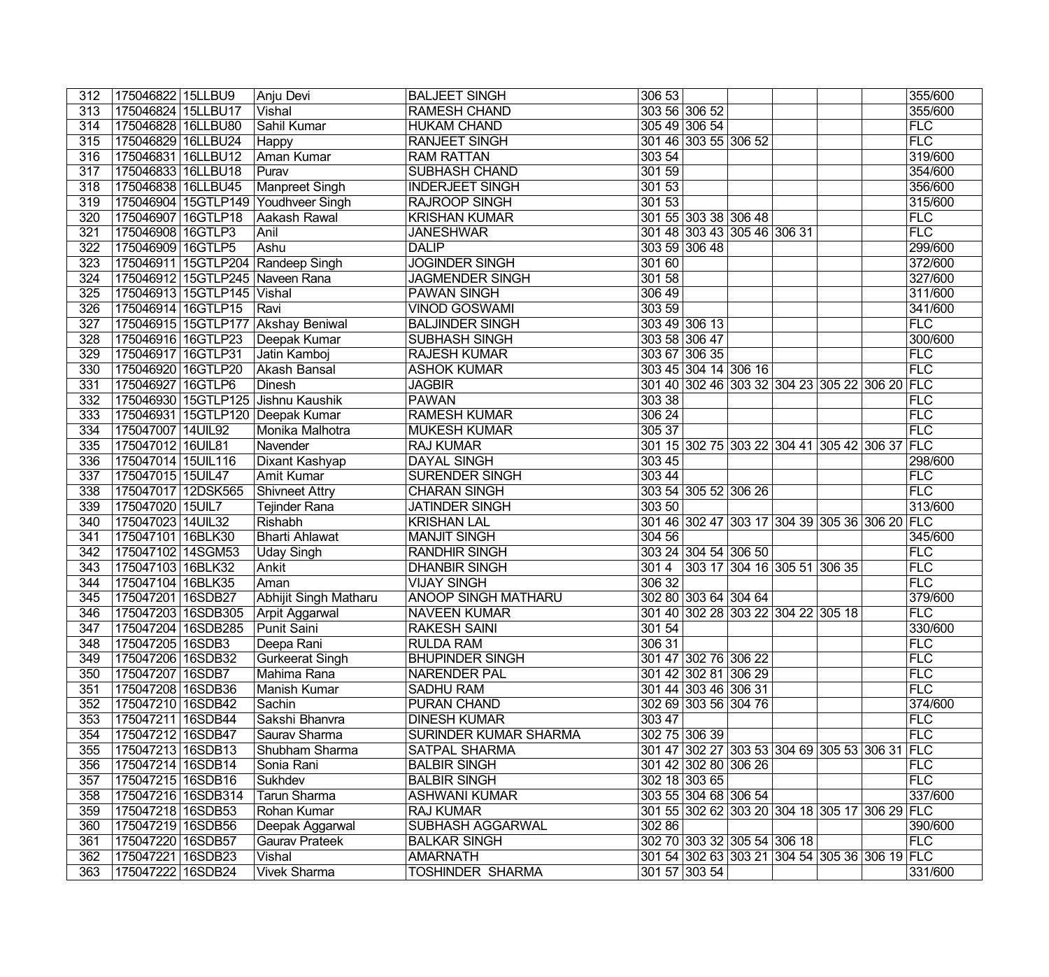| 312 | 175046822 | 15LLBU9 | Anju Devi | BALJEET SINGH | 306 53 | | | | | | 355/600 |
|---|---|---|---|---|---|---|---|---|---|---|---|
| 313 | 175046824 | 15LLBU17 | Vishal | RAMESH CHAND | 303 56 | 306 52 | | | | | 355/600 |
| 314 | 175046828 | 16LLBU80 | Sahil Kumar | HUKAM CHAND | 305 49 | 306 54 | | | | | FLC |
| 315 | 175046829 | 16LLBU24 | Happy | RANJEET SINGH | 301 46 | 303 55 | 306 52 | | | | FLC |
| 316 | 175046831 | 16LLBU12 | Aman Kumar | RAM RATTAN | 303 54 | | | | | | 319/600 |
| 317 | 175046833 | 16LLBU18 | Purav | SUBHASH CHAND | 301 59 | | | | | | 354/600 |
| 318 | 175046838 | 16LLBU45 | Manpreet Singh | INDERJEET SINGH | 301 53 | | | | | | 356/600 |
| 319 | 175046904 | 15GTLP149 | Youdhveer Singh | RAJROOP SINGH | 301 53 | | | | | | 315/600 |
| 320 | 175046907 | 16GTLP18 | Aakash Rawal | KRISHAN KUMAR | 301 55 | 303 38 | 306 48 | | | | FLC |
| 321 | 175046908 | 16GTLP3 | Anil | JANESHWAR | 301 48 | 303 43 | 305 46 | 306 31 | | | FLC |
| 322 | 175046909 | 16GTLP5 | Ashu | DALIP | 303 59 | 306 48 | | | | | 299/600 |
| 323 | 175046911 | 15GTLP204 | Randeep Singh | JOGINDER SINGH | 301 60 | | | | | | 372/600 |
| 324 | 175046912 | 15GTLP245 | Naveen Rana | JAGMENDER SINGH | 301 58 | | | | | | 327/600 |
| 325 | 175046913 | 15GTLP145 | Vishal | PAWAN SINGH | 306 49 | | | | | | 311/600 |
| 326 | 175046914 | 16GTLP15 | Ravi | VINOD GOSWAMI | 303 59 | | | | | | 341/600 |
| 327 | 175046915 | 15GTLP177 | Akshay Beniwal | BALJINDER SINGH | 303 49 | 306 13 | | | | | FLC |
| 328 | 175046916 | 16GTLP23 | Deepak Kumar | SUBHASH SINGH | 303 58 | 306 47 | | | | | 300/600 |
| 329 | 175046917 | 16GTLP31 | Jatin Kamboj | RAJESH KUMAR | 303 67 | 306 35 | | | | | FLC |
| 330 | 175046920 | 16GTLP20 | Akash Bansal | ASHOK KUMAR | 303 45 | 304 14 | 306 16 | | | | FLC |
| 331 | 175046927 | 16GTLP6 | Dinesh | JAGBIR | 301 40 | 302 46 | 303 32 | 304 23 | 305 22 | 306 20 | FLC |
| 332 | 175046930 | 15GTLP125 | Jishnu Kaushik | PAWAN | 303 38 | | | | | | FLC |
| 333 | 175046931 | 15GTLP120 | Deepak Kumar | RAMESH KUMAR | 306 24 | | | | | | FLC |
| 334 | 175047007 | 14UIL92 | Monika Malhotra | MUKESH KUMAR | 305 37 | | | | | | FLC |
| 335 | 175047012 | 16UIL81 | Navender | RAJ KUMAR | 301 15 | 302 75 | 303 22 | 304 41 | 305 42 | 306 37 | FLC |
| 336 | 175047014 | 15UIL116 | Dixant Kashyap | DAYAL SINGH | 303 45 | | | | | | 298/600 |
| 337 | 175047015 | 15UIL47 | Amit Kumar | SURENDER SINGH | 303 44 | | | | | | FLC |
| 338 | 175047017 | 12DSK565 | Shivneet Attry | CHARAN SINGH | 303 54 | 305 52 | 306 26 | | | | FLC |
| 339 | 175047020 | 15UIL7 | Tejinder Rana | JATINDER SINGH | 303 50 | | | | | | 313/600 |
| 340 | 175047023 | 14UIL32 | Rishabh | KRISHAN LAL | 301 46 | 302 47 | 303 17 | 304 39 | 305 36 | 306 20 | FLC |
| 341 | 175047101 | 16BLK30 | Bharti Ahlawat | MANJIT SINGH | 304 56 | | | | | | 345/600 |
| 342 | 175047102 | 14SGM53 | Uday Singh | RANDHIR SINGH | 303 24 | 304 54 | 306 50 | | | | FLC |
| 343 | 175047103 | 16BLK32 | Ankit | DHANBIR SINGH | 301 4 | 303 17 | 304 16 | 305 51 | 306 35 | | FLC |
| 344 | 175047104 | 16BLK35 | Aman | VIJAY SINGH | 306 32 | | | | | | FLC |
| 345 | 175047201 | 16SDB27 | Abhijit Singh Matharu | ANOOP SINGH MATHARU | 302 80 | 303 64 | 304 64 | | | | 379/600 |
| 346 | 175047203 | 16SDB305 | Arpit Aggarwal | NAVEEN KUMAR | 301 40 | 302 28 | 303 22 | 304 22 | 305 18 | | FLC |
| 347 | 175047204 | 16SDB285 | Punit Saini | RAKESH SAINI | 301 54 | | | | | | 330/600 |
| 348 | 175047205 | 16SDB3 | Deepa Rani | RULDA RAM | 306 31 | | | | | | FLC |
| 349 | 175047206 | 16SDB32 | Gurkeerat Singh | BHUPINDER SINGH | 301 47 | 302 76 | 306 22 | | | | FLC |
| 350 | 175047207 | 16SDB7 | Mahima Rana | NARENDER PAL | 301 42 | 302 81 | 306 29 | | | | FLC |
| 351 | 175047208 | 16SDB36 | Manish Kumar | SADHU RAM | 301 44 | 303 46 | 306 31 | | | | FLC |
| 352 | 175047210 | 16SDB42 | Sachin | PURAN CHAND | 302 69 | 303 56 | 304 76 | | | | 374/600 |
| 353 | 175047211 | 16SDB44 | Sakshi Bhanvra | DINESH KUMAR | 303 47 | | | | | | FLC |
| 354 | 175047212 | 16SDB47 | Saurav Sharma | SURINDER KUMAR SHARMA | 302 75 | 306 39 | | | | | FLC |
| 355 | 175047213 | 16SDB13 | Shubham Sharma | SATPAL SHARMA | 301 47 | 302 27 | 303 53 | 304 69 | 305 53 | 306 31 | FLC |
| 356 | 175047214 | 16SDB14 | Sonia Rani | BALBIR SINGH | 301 42 | 302 80 | 306 26 | | | | FLC |
| 357 | 175047215 | 16SDB16 | Sukhdev | BALBIR SINGH | 302 18 | 303 65 | | | | | FLC |
| 358 | 175047216 | 16SDB314 | Tarun Sharma | ASHWANI KUMAR | 303 55 | 304 68 | 306 54 | | | | 337/600 |
| 359 | 175047218 | 16SDB53 | Rohan Kumar | RAJ KUMAR | 301 55 | 302 62 | 303 20 | 304 18 | 305 17 | 306 29 | FLC |
| 360 | 175047219 | 16SDB56 | Deepak Aggarwal | SUBHASH AGGARWAL | 302 86 | | | | | | 390/600 |
| 361 | 175047220 | 16SDB57 | Gaurav Prateek | BALKAR SINGH | 302 70 | 303 32 | 305 54 | 306 18 | | | FLC |
| 362 | 175047221 | 16SDB23 | Vishal | AMARNATH | 301 54 | 302 63 | 303 21 | 304 54 | 305 36 | 306 19 | FLC |
| 363 | 175047222 | 16SDB24 | Vivek Sharma | TOSHINDER SHARMA | 301 57 | 303 54 | | | | | 331/600 |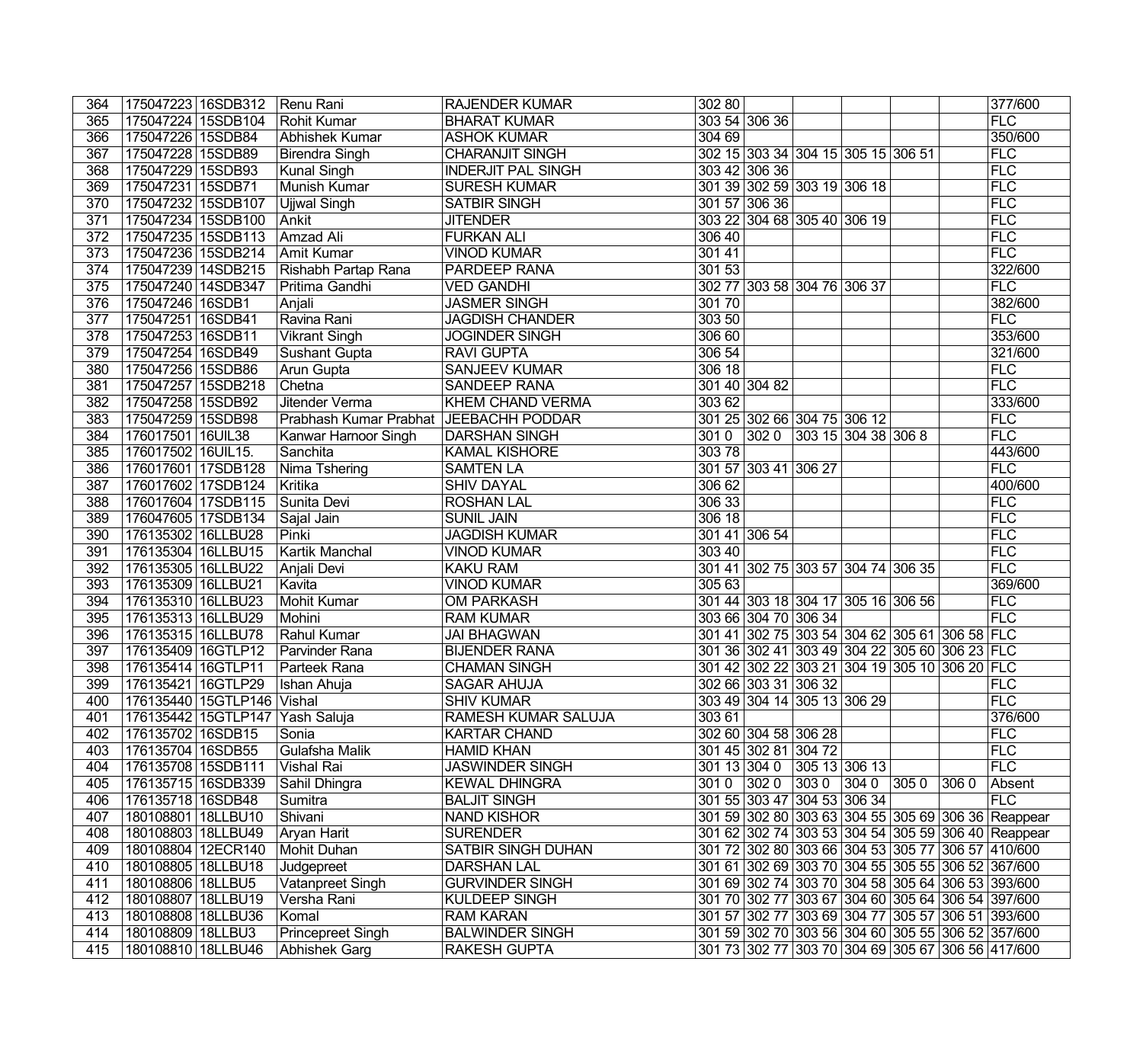| 364 | 175047223 | 16SDB312 | Renu Rani | RAJENDER KUMAR | 302 80 | | | | | | 377/600 |
|---|---|---|---|---|---|---|---|---|---|---|---|
| 365 | 175047224 | 15SDB104 | Rohit Kumar | BHARAT KUMAR | 303 54 | 306 36 | | | | | FLC |
| 366 | 175047226 | 15SDB84 | Abhishek Kumar | ASHOK KUMAR | 304 69 | | | | | | 350/600 |
| 367 | 175047228 | 15SDB89 | Birendra Singh | CHARANJIT SINGH | 302 15 | 303 34 | 304 15 | 305 15 | 306 51 | | FLC |
| 368 | 175047229 | 15SDB93 | Kunal Singh | INDERJIT PAL SINGH | 303 42 | 306 36 | | | | | FLC |
| 369 | 175047231 | 15SDB71 | Munish Kumar | SURESH KUMAR | 301 39 | 302 59 | 303 19 | 306 18 | | | FLC |
| 370 | 175047232 | 15SDB107 | Ujjwal Singh | SATBIR SINGH | 301 57 | 306 36 | | | | | FLC |
| 371 | 175047234 | 15SDB100 | Ankit | JITENDER | 303 22 | 304 68 | 305 40 | 306 19 | | | FLC |
| 372 | 175047235 | 15SDB113 | Amzad Ali | FURKAN ALI | 306 40 | | | | | | FLC |
| 373 | 175047236 | 15SDB214 | Amit Kumar | VINOD KUMAR | 301 41 | | | | | | FLC |
| 374 | 175047239 | 14SDB215 | Rishabh Partap Rana | PARDEEP RANA | 301 53 | | | | | | 322/600 |
| 375 | 175047240 | 14SDB347 | Pritima Gandhi | VED GANDHI | 302 77 | 303 58 | 304 76 | 306 37 | | | FLC |
| 376 | 175047246 | 16SDB1 | Anjali | JASMER SINGH | 301 70 | | | | | | 382/600 |
| 377 | 175047251 | 16SDB41 | Ravina Rani | JAGDISH CHANDER | 303 50 | | | | | | FLC |
| 378 | 175047253 | 16SDB11 | Vikrant Singh | JOGINDER SINGH | 306 60 | | | | | | 353/600 |
| 379 | 175047254 | 16SDB49 | Sushant Gupta | RAVI GUPTA | 306 54 | | | | | | 321/600 |
| 380 | 175047256 | 15SDB86 | Arun Gupta | SANJEEV KUMAR | 306 18 | | | | | | FLC |
| 381 | 175047257 | 15SDB218 | Chetna | SANDEEP RANA | 301 40 | 304 82 | | | | | FLC |
| 382 | 175047258 | 15SDB92 | Jitender Verma | KHEM CHAND VERMA | 303 62 | | | | | | 333/600 |
| 383 | 175047259 | 15SDB98 | Prabhash Kumar Prabhat | JEEBACHH PODDAR | 301 25 | 302 66 | 304 75 | 306 12 | | | FLC |
| 384 | 176017501 | 16UIL38 | Kanwar Harnoor Singh | DARSHAN SINGH | 301 0 | 302 0 | 303 15 | 304 38 | 306 8 | | FLC |
| 385 | 176017502 | 16UIL15. | Sanchita | KAMAL KISHORE | 303 78 | | | | | | 443/600 |
| 386 | 176017601 | 17SDB128 | Nima Tshering | SAMTEN LA | 301 57 | 303 41 | 306 27 | | | | FLC |
| 387 | 176017602 | 17SDB124 | Kritika | SHIV DAYAL | 306 62 | | | | | | 400/600 |
| 388 | 176017604 | 17SDB115 | Sunita Devi | ROSHAN LAL | 306 33 | | | | | | FLC |
| 389 | 176047605 | 17SDB134 | Sajal Jain | SUNIL JAIN | 306 18 | | | | | | FLC |
| 390 | 176135302 | 16LLBU28 | Pinki | JAGDISH KUMAR | 301 41 | 306 54 | | | | | FLC |
| 391 | 176135304 | 16LLBU15 | Kartik Manchal | VINOD KUMAR | 303 40 | | | | | | FLC |
| 392 | 176135305 | 16LLBU22 | Anjali Devi | KAKU RAM | 301 41 | 302 75 | 303 57 | 304 74 | 306 35 | | FLC |
| 393 | 176135309 | 16LLBU21 | Kavita | VINOD KUMAR | 305 63 | | | | | | 369/600 |
| 394 | 176135310 | 16LLBU23 | Mohit Kumar | OM PARKASH | 301 44 | 303 18 | 304 17 | 305 16 | 306 56 | | FLC |
| 395 | 176135313 | 16LLBU29 | Mohini | RAM KUMAR | 303 66 | 304 70 | 306 34 | | | | FLC |
| 396 | 176135315 | 16LLBU78 | Rahul Kumar | JAI BHAGWAN | 301 41 | 302 75 | 303 54 | 304 62 | 305 61 | 306 58 | FLC |
| 397 | 176135409 | 16GTLP12 | Parvinder Rana | BIJENDER RANA | 301 36 | 302 41 | 303 49 | 304 22 | 305 60 | 306 23 | FLC |
| 398 | 176135414 | 16GTLP11 | Parteek Rana | CHAMAN SINGH | 301 42 | 302 22 | 303 21 | 304 19 | 305 10 | 306 20 | FLC |
| 399 | 176135421 | 16GTLP29 | Ishan Ahuja | SAGAR AHUJA | 302 66 | 303 31 | 306 32 | | | | FLC |
| 400 | 176135440 | 15GTLP146 | Vishal | SHIV KUMAR | 303 49 | 304 14 | 305 13 | 306 29 | | | FLC |
| 401 | 176135442 | 15GTLP147 | Yash Saluja | RAMESH KUMAR SALUJA | 303 61 | | | | | | 376/600 |
| 402 | 176135702 | 16SDB15 | Sonia | KARTAR CHAND | 302 60 | 304 58 | 306 28 | | | | FLC |
| 403 | 176135704 | 16SDB55 | Gulafsha Malik | HAMID KHAN | 301 45 | 302 81 | 304 72 | | | | FLC |
| 404 | 176135708 | 15SDB111 | Vishal Rai | JASWINDER SINGH | 301 13 | 304 0 | 305 13 | 306 13 | | | FLC |
| 405 | 176135715 | 16SDB339 | Sahil Dhingra | KEWAL DHINGRA | 301 0 | 302 0 | 303 0 | 304 0 | 305 0 | 306 0 | Absent |
| 406 | 176135718 | 16SDB48 | Sumitra | BALJIT SINGH | 301 55 | 303 47 | 304 53 | 306 34 | | | FLC |
| 407 | 180108801 | 18LLBU10 | Shivani | NAND KISHOR | 301 59 | 302 80 | 303 63 | 304 55 | 305 69 | 306 36 | Reappear |
| 408 | 180108803 | 18LLBU49 | Aryan Harit | SURENDER | 301 62 | 302 74 | 303 53 | 304 54 | 305 59 | 306 40 | Reappear |
| 409 | 180108804 | 12ECR140 | Mohit Duhan | SATBIR SINGH DUHAN | 301 72 | 302 80 | 303 66 | 304 53 | 305 77 | 306 57 | 410/600 |
| 410 | 180108805 | 18LLBU18 | Judgepreet | DARSHAN LAL | 301 61 | 302 69 | 303 70 | 304 55 | 305 55 | 306 52 | 367/600 |
| 411 | 180108806 | 18LLBU5 | Vatanpreet Singh | GURVINDER SINGH | 301 69 | 302 74 | 303 70 | 304 58 | 305 64 | 306 53 | 393/600 |
| 412 | 180108807 | 18LLBU19 | Versha Rani | KULDEEP SINGH | 301 70 | 302 77 | 303 67 | 304 60 | 305 64 | 306 54 | 397/600 |
| 413 | 180108808 | 18LLBU36 | Komal | RAM KARAN | 301 57 | 302 77 | 303 69 | 304 77 | 305 57 | 306 51 | 393/600 |
| 414 | 180108809 | 18LLBU3 | Princepreet Singh | BALWINDER SINGH | 301 59 | 302 70 | 303 56 | 304 60 | 305 55 | 306 52 | 357/600 |
| 415 | 180108810 | 18LLBU46 | Abhishek Garg | RAKESH GUPTA | 301 73 | 302 77 | 303 70 | 304 69 | 305 67 | 306 56 | 417/600 |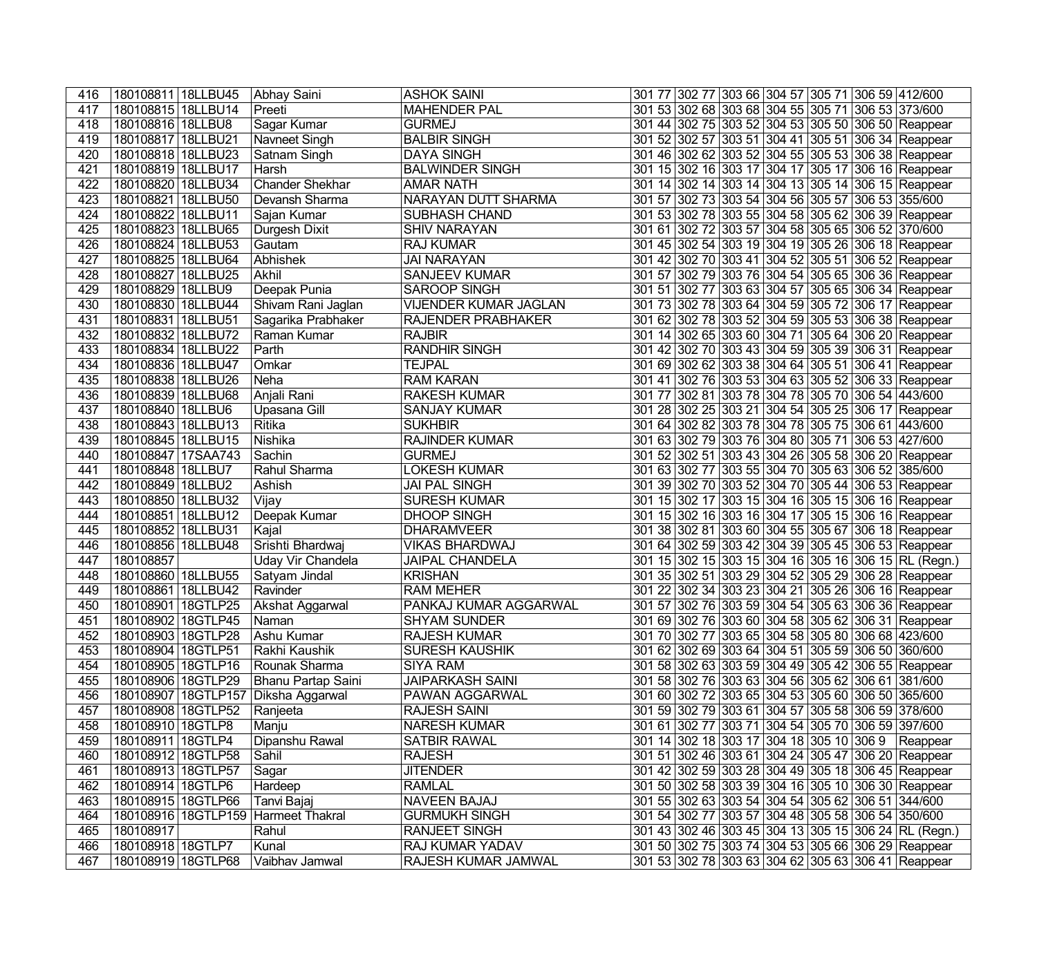| 416 | 180108811 | 18LLBU45 | Abhay Saini | ASHOK SAINI | 301 77 | 302 77 | 303 66 | 304 57 | 305 71 | 306 59 | 412/600 |
|---|---|---|---|---|---|---|---|---|---|---|---|
| 417 | 180108815 | 18LLBU14 | Preeti | MAHENDER PAL | 301 53 | 302 68 | 303 68 | 304 55 | 305 71 | 306 53 | 373/600 |
| 418 | 180108816 | 18LLBU8 | Sagar Kumar | GURMEJ | 301 44 | 302 75 | 303 52 | 304 53 | 305 50 | 306 50 | Reappear |
| 419 | 180108817 | 18LLBU21 | Navneet Singh | BALBIR SINGH | 301 52 | 302 57 | 303 51 | 304 41 | 305 51 | 306 34 | Reappear |
| 420 | 180108818 | 18LLBU23 | Satnam Singh | DAYA SINGH | 301 46 | 302 62 | 303 52 | 304 55 | 305 53 | 306 38 | Reappear |
| 421 | 180108819 | 18LLBU17 | Harsh | BALWINDER SINGH | 301 15 | 302 16 | 303 17 | 304 17 | 305 17 | 306 16 | Reappear |
| 422 | 180108820 | 18LLBU34 | Chander Shekhar | AMAR NATH | 301 14 | 302 14 | 303 14 | 304 13 | 305 14 | 306 15 | Reappear |
| 423 | 180108821 | 18LLBU50 | Devansh Sharma | NARAYAN DUTT SHARMA | 301 57 | 302 73 | 303 54 | 304 56 | 305 57 | 306 53 | 355/600 |
| 424 | 180108822 | 18LLBU11 | Sajan Kumar | SUBHASH CHAND | 301 53 | 302 78 | 303 55 | 304 58 | 305 62 | 306 39 | Reappear |
| 425 | 180108823 | 18LLBU65 | Durgesh Dixit | SHIV NARAYAN | 301 61 | 302 72 | 303 57 | 304 58 | 305 65 | 306 52 | 370/600 |
| 426 | 180108824 | 18LLBU53 | Gautam | RAJ KUMAR | 301 45 | 302 54 | 303 19 | 304 19 | 305 26 | 306 18 | Reappear |
| 427 | 180108825 | 18LLBU64 | Abhishek | JAI NARAYAN | 301 42 | 302 70 | 303 41 | 304 52 | 305 51 | 306 52 | Reappear |
| 428 | 180108827 | 18LLBU25 | Akhil | SANJEEV KUMAR | 301 57 | 302 79 | 303 76 | 304 54 | 305 65 | 306 36 | Reappear |
| 429 | 180108829 | 18LLBU9 | Deepak Punia | SAROOP SINGH | 301 51 | 302 77 | 303 63 | 304 57 | 305 65 | 306 34 | Reappear |
| 430 | 180108830 | 18LLBU44 | Shivam Rani Jaglan | VIJENDER KUMAR JAGLAN | 301 73 | 302 78 | 303 64 | 304 59 | 305 72 | 306 17 | Reappear |
| 431 | 180108831 | 18LLBU51 | Sagarika Prabhaker | RAJENDER PRABHAKER | 301 62 | 302 78 | 303 52 | 304 59 | 305 53 | 306 38 | Reappear |
| 432 | 180108832 | 18LLBU72 | Raman Kumar | RAJBIR | 301 14 | 302 65 | 303 60 | 304 71 | 305 64 | 306 20 | Reappear |
| 433 | 180108834 | 18LLBU22 | Parth | RANDHIR SINGH | 301 42 | 302 70 | 303 43 | 304 59 | 305 39 | 306 31 | Reappear |
| 434 | 180108836 | 18LLBU47 | Omkar | TEJPAL | 301 69 | 302 62 | 303 38 | 304 64 | 305 51 | 306 41 | Reappear |
| 435 | 180108838 | 18LLBU26 | Neha | RAM KARAN | 301 41 | 302 76 | 303 53 | 304 63 | 305 52 | 306 33 | Reappear |
| 436 | 180108839 | 18LLBU68 | Anjali Rani | RAKESH KUMAR | 301 77 | 302 81 | 303 78 | 304 78 | 305 70 | 306 54 | 443/600 |
| 437 | 180108840 | 18LLBU6 | Upasana Gill | SANJAY KUMAR | 301 28 | 302 25 | 303 21 | 304 54 | 305 25 | 306 17 | Reappear |
| 438 | 180108843 | 18LLBU13 | Ritika | SUKHBIR | 301 64 | 302 82 | 303 78 | 304 78 | 305 75 | 306 61 | 443/600 |
| 439 | 180108845 | 18LLBU15 | Nishika | RAJINDER KUMAR | 301 63 | 302 79 | 303 76 | 304 80 | 305 71 | 306 53 | 427/600 |
| 440 | 180108847 | 17SAA743 | Sachin | GURMEJ | 301 52 | 302 51 | 303 43 | 304 26 | 305 58 | 306 20 | Reappear |
| 441 | 180108848 | 18LLBU7 | Rahul Sharma | LOKESH KUMAR | 301 63 | 302 77 | 303 55 | 304 70 | 305 63 | 306 52 | 385/600 |
| 442 | 180108849 | 18LLBU2 | Ashish | JAI PAL SINGH | 301 39 | 302 70 | 303 52 | 304 70 | 305 44 | 306 53 | Reappear |
| 443 | 180108850 | 18LLBU32 | Vijay | SURESH KUMAR | 301 15 | 302 17 | 303 15 | 304 16 | 305 15 | 306 16 | Reappear |
| 444 | 180108851 | 18LLBU12 | Deepak Kumar | DHOOP SINGH | 301 15 | 302 16 | 303 16 | 304 17 | 305 15 | 306 16 | Reappear |
| 445 | 180108852 | 18LLBU31 | Kajal | DHARAMVEER | 301 38 | 302 81 | 303 60 | 304 55 | 305 67 | 306 18 | Reappear |
| 446 | 180108856 | 18LLBU48 | Srishti Bhardwaj | VIKAS BHARDWAJ | 301 64 | 302 59 | 303 42 | 304 39 | 305 45 | 306 53 | Reappear |
| 447 | 180108857 | | Uday Vir Chandela | JAIPAL CHANDELA | 301 15 | 302 15 | 303 15 | 304 16 | 305 16 | 306 15 | RL (Regn.) |
| 448 | 180108860 | 18LLBU55 | Satyam Jindal | KRISHAN | 301 35 | 302 51 | 303 29 | 304 52 | 305 29 | 306 28 | Reappear |
| 449 | 180108861 | 18LLBU42 | Ravinder | RAM MEHER | 301 22 | 302 34 | 303 23 | 304 21 | 305 26 | 306 16 | Reappear |
| 450 | 180108901 | 18GTLP25 | Akshat Aggarwal | PANKAJ KUMAR AGGARWAL | 301 57 | 302 76 | 303 59 | 304 54 | 305 63 | 306 36 | Reappear |
| 451 | 180108902 | 18GTLP45 | Naman | SHYAM SUNDER | 301 69 | 302 76 | 303 60 | 304 58 | 305 62 | 306 31 | Reappear |
| 452 | 180108903 | 18GTLP28 | Ashu Kumar | RAJESH KUMAR | 301 70 | 302 77 | 303 65 | 304 58 | 305 80 | 306 68 | 423/600 |
| 453 | 180108904 | 18GTLP51 | Rakhi Kaushik | SURESH KAUSHIK | 301 62 | 302 69 | 303 64 | 304 51 | 305 59 | 306 50 | 360/600 |
| 454 | 180108905 | 18GTLP16 | Rounak Sharma | SIYA RAM | 301 58 | 302 63 | 303 59 | 304 49 | 305 42 | 306 55 | Reappear |
| 455 | 180108906 | 18GTLP29 | Bhanu Partap Saini | JAIPARKASH SAINI | 301 58 | 302 76 | 303 63 | 304 56 | 305 62 | 306 61 | 381/600 |
| 456 | 180108907 | 18GTLP157 | Diksha Aggarwal | PAWAN AGGARWAL | 301 60 | 302 72 | 303 65 | 304 53 | 305 60 | 306 50 | 365/600 |
| 457 | 180108908 | 18GTLP52 | Ranjeeta | RAJESH SAINI | 301 59 | 302 79 | 303 61 | 304 57 | 305 58 | 306 59 | 378/600 |
| 458 | 180108910 | 18GTLP8 | Manju | NARESH KUMAR | 301 61 | 302 77 | 303 71 | 304 54 | 305 70 | 306 59 | 397/600 |
| 459 | 180108911 | 18GTLP4 | Dipanshu Rawal | SATBIR RAWAL | 301 14 | 302 18 | 303 17 | 304 18 | 305 10 | 306 9 | Reappear |
| 460 | 180108912 | 18GTLP58 | Sahil | RAJESH | 301 51 | 302 46 | 303 61 | 304 24 | 305 47 | 306 20 | Reappear |
| 461 | 180108913 | 18GTLP57 | Sagar | JITENDER | 301 42 | 302 59 | 303 28 | 304 49 | 305 18 | 306 45 | Reappear |
| 462 | 180108914 | 18GTLP6 | Hardeep | RAMLAL | 301 50 | 302 58 | 303 39 | 304 16 | 305 10 | 306 30 | Reappear |
| 463 | 180108915 | 18GTLP66 | Tanvi Bajaj | NAVEEN BAJAJ | 301 55 | 302 63 | 303 54 | 304 54 | 305 62 | 306 51 | 344/600 |
| 464 | 180108916 | 18GTLP159 | Harmeet Thakral | GURMUKH SINGH | 301 54 | 302 77 | 303 57 | 304 48 | 305 58 | 306 54 | 350/600 |
| 465 | 180108917 | | Rahul | RANJEET SINGH | 301 43 | 302 46 | 303 45 | 304 13 | 305 15 | 306 24 | RL (Regn.) |
| 466 | 180108918 | 18GTLP7 | Kunal | RAJ KUMAR YADAV | 301 50 | 302 75 | 303 74 | 304 53 | 305 66 | 306 29 | Reappear |
| 467 | 180108919 | 18GTLP68 | Vaibhav Jamwal | RAJESH KUMAR JAMWAL | 301 53 | 302 78 | 303 63 | 304 62 | 305 63 | 306 41 | Reappear |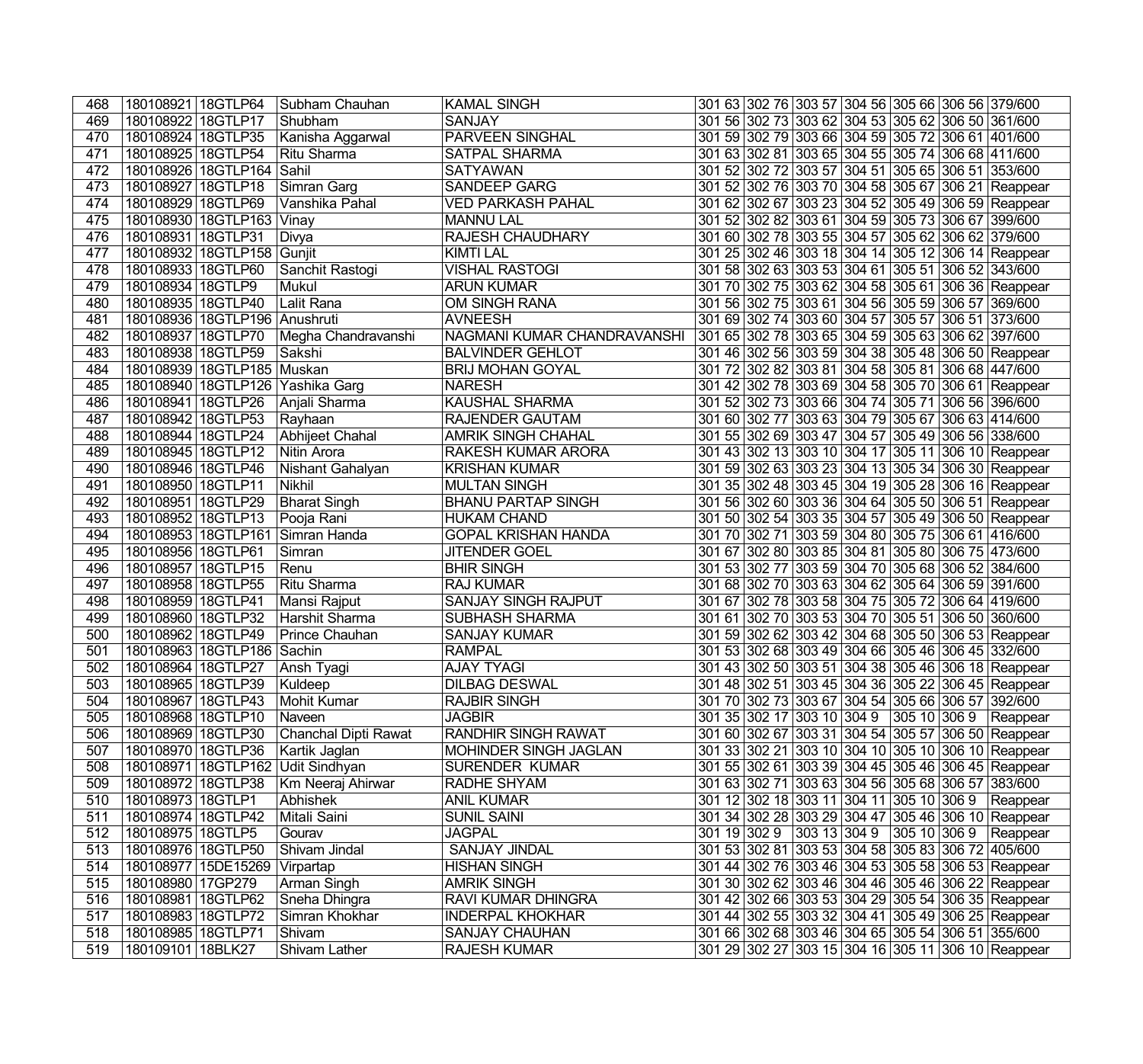| 468 | 180108921 | 18GTLP64 | Subham Chauhan | KAMAL SINGH | 301 63 | 302 76 | 303 57 | 304 56 | 305 66 | 306 56 | 379/600 |
|---|---|---|---|---|---|---|---|---|---|---|---|
| 469 | 180108922 | 18GTLP17 | Shubham | SANJAY | 301 56 | 302 73 | 303 62 | 304 53 | 305 62 | 306 50 | 361/600 |
| 470 | 180108924 | 18GTLP35 | Kanisha Aggarwal | PARVEEN SINGHAL | 301 59 | 302 79 | 303 66 | 304 59 | 305 72 | 306 61 | 401/600 |
| 471 | 180108925 | 18GTLP54 | Ritu Sharma | SATPAL SHARMA | 301 63 | 302 81 | 303 65 | 304 55 | 305 74 | 306 68 | 411/600 |
| 472 | 180108926 | 18GTLP164 | Sahil | SATYAWAN | 301 52 | 302 72 | 303 57 | 304 51 | 305 65 | 306 51 | 353/600 |
| 473 | 180108927 | 18GTLP18 | Simran Garg | SANDEEP GARG | 301 52 | 302 76 | 303 70 | 304 58 | 305 67 | 306 21 | Reappear |
| 474 | 180108929 | 18GTLP69 | Vanshika Pahal | VED PARKASH PAHAL | 301 62 | 302 67 | 303 23 | 304 52 | 305 49 | 306 59 | Reappear |
| 475 | 180108930 | 18GTLP163 | Vinay | MANNU LAL | 301 52 | 302 82 | 303 61 | 304 59 | 305 73 | 306 67 | 399/600 |
| 476 | 180108931 | 18GTLP31 | Divya | RAJESH CHAUDHARY | 301 60 | 302 78 | 303 55 | 304 57 | 305 62 | 306 62 | 379/600 |
| 477 | 180108932 | 18GTLP158 | Gunjit | KIMTI LAL | 301 25 | 302 46 | 303 18 | 304 14 | 305 12 | 306 14 | Reappear |
| 478 | 180108933 | 18GTLP60 | Sanchit Rastogi | VISHAL RASTOGI | 301 58 | 302 63 | 303 53 | 304 61 | 305 51 | 306 52 | 343/600 |
| 479 | 180108934 | 18GTLP9 | Mukul | ARUN KUMAR | 301 70 | 302 75 | 303 62 | 304 58 | 305 61 | 306 36 | Reappear |
| 480 | 180108935 | 18GTLP40 | Lalit Rana | OM SINGH RANA | 301 56 | 302 75 | 303 61 | 304 56 | 305 59 | 306 57 | 369/600 |
| 481 | 180108936 | 18GTLP196 | Anushruti | AVNEESH | 301 69 | 302 74 | 303 60 | 304 57 | 305 57 | 306 51 | 373/600 |
| 482 | 180108937 | 18GTLP70 | Megha Chandravanshi | NAGMANI KUMAR CHANDRAVANSHI | 301 65 | 302 78 | 303 65 | 304 59 | 305 63 | 306 62 | 397/600 |
| 483 | 180108938 | 18GTLP59 | Sakshi | BALVINDER GEHLOT | 301 46 | 302 56 | 303 59 | 304 38 | 305 48 | 306 50 | Reappear |
| 484 | 180108939 | 18GTLP185 | Muskan | BRIJ MOHAN GOYAL | 301 72 | 302 82 | 303 81 | 304 58 | 305 81 | 306 68 | 447/600 |
| 485 | 180108940 | 18GTLP126 | Yashika Garg | NARESH | 301 42 | 302 78 | 303 69 | 304 58 | 305 70 | 306 61 | Reappear |
| 486 | 180108941 | 18GTLP26 | Anjali Sharma | KAUSHAL SHARMA | 301 52 | 302 73 | 303 66 | 304 74 | 305 71 | 306 56 | 396/600 |
| 487 | 180108942 | 18GTLP53 | Rayhaan | RAJENDER GAUTAM | 301 60 | 302 77 | 303 63 | 304 79 | 305 67 | 306 63 | 414/600 |
| 488 | 180108944 | 18GTLP24 | Abhijeet Chahal | AMRIK SINGH CHAHAL | 301 55 | 302 69 | 303 47 | 304 57 | 305 49 | 306 56 | 338/600 |
| 489 | 180108945 | 18GTLP12 | Nitin Arora | RAKESH KUMAR ARORA | 301 43 | 302 13 | 303 10 | 304 17 | 305 11 | 306 10 | Reappear |
| 490 | 180108946 | 18GTLP46 | Nishant Gahalyan | KRISHAN KUMAR | 301 59 | 302 63 | 303 23 | 304 13 | 305 34 | 306 30 | Reappear |
| 491 | 180108950 | 18GTLP11 | Nikhil | MULTAN SINGH | 301 35 | 302 48 | 303 45 | 304 19 | 305 28 | 306 16 | Reappear |
| 492 | 180108951 | 18GTLP29 | Bharat Singh | BHANU PARTAP SINGH | 301 56 | 302 60 | 303 36 | 304 64 | 305 50 | 306 51 | Reappear |
| 493 | 180108952 | 18GTLP13 | Pooja Rani | HUKAM CHAND | 301 50 | 302 54 | 303 35 | 304 57 | 305 49 | 306 50 | Reappear |
| 494 | 180108953 | 18GTLP161 | Simran Handa | GOPAL KRISHAN HANDA | 301 70 | 302 71 | 303 59 | 304 80 | 305 75 | 306 61 | 416/600 |
| 495 | 180108956 | 18GTLP61 | Simran | JITENDER GOEL | 301 67 | 302 80 | 303 85 | 304 81 | 305 80 | 306 75 | 473/600 |
| 496 | 180108957 | 18GTLP15 | Renu | BHIR SINGH | 301 53 | 302 77 | 303 59 | 304 70 | 305 68 | 306 52 | 384/600 |
| 497 | 180108958 | 18GTLP55 | Ritu Sharma | RAJ KUMAR | 301 68 | 302 70 | 303 63 | 304 62 | 305 64 | 306 59 | 391/600 |
| 498 | 180108959 | 18GTLP41 | Mansi Rajput | SANJAY SINGH RAJPUT | 301 67 | 302 78 | 303 58 | 304 75 | 305 72 | 306 64 | 419/600 |
| 499 | 180108960 | 18GTLP32 | Harshit Sharma | SUBHASH SHARMA | 301 61 | 302 70 | 303 53 | 304 70 | 305 51 | 306 50 | 360/600 |
| 500 | 180108962 | 18GTLP49 | Prince Chauhan | SANJAY KUMAR | 301 59 | 302 62 | 303 42 | 304 68 | 305 50 | 306 53 | Reappear |
| 501 | 180108963 | 18GTLP186 | Sachin | RAMPAL | 301 53 | 302 68 | 303 49 | 304 66 | 305 46 | 306 45 | 332/600 |
| 502 | 180108964 | 18GTLP27 | Ansh Tyagi | AJAY TYAGI | 301 43 | 302 50 | 303 51 | 304 38 | 305 46 | 306 18 | Reappear |
| 503 | 180108965 | 18GTLP39 | Kuldeep | DILBAG DESWAL | 301 48 | 302 51 | 303 45 | 304 36 | 305 22 | 306 45 | Reappear |
| 504 | 180108967 | 18GTLP43 | Mohit Kumar | RAJBIR SINGH | 301 70 | 302 73 | 303 67 | 304 54 | 305 66 | 306 57 | 392/600 |
| 505 | 180108968 | 18GTLP10 | Naveen | JAGBIR | 301 35 | 302 17 | 303 10 | 304 9 | 305 10 | 306 9 | Reappear |
| 506 | 180108969 | 18GTLP30 | Chanchal Dipti Rawat | RANDHIR SINGH RAWAT | 301 60 | 302 67 | 303 31 | 304 54 | 305 57 | 306 50 | Reappear |
| 507 | 180108970 | 18GTLP36 | Kartik Jaglan | MOHINDER SINGH JAGLAN | 301 33 | 302 21 | 303 10 | 304 10 | 305 10 | 306 10 | Reappear |
| 508 | 180108971 | 18GTLP162 | Udit Sindhyan | SURENDER KUMAR | 301 55 | 302 61 | 303 39 | 304 45 | 305 46 | 306 45 | Reappear |
| 509 | 180108972 | 18GTLP38 | Km Neeraj Ahirwar | RADHE SHYAM | 301 63 | 302 71 | 303 63 | 304 56 | 305 68 | 306 57 | 383/600 |
| 510 | 180108973 | 18GTLP1 | Abhishek | ANIL KUMAR | 301 12 | 302 18 | 303 11 | 304 11 | 305 10 | 306 9 | Reappear |
| 511 | 180108974 | 18GTLP42 | Mitali Saini | SUNIL SAINI | 301 34 | 302 28 | 303 29 | 304 47 | 305 46 | 306 10 | Reappear |
| 512 | 180108975 | 18GTLP5 | Gourav | JAGPAL | 301 19 | 302 9 | 303 13 | 304 9 | 305 10 | 306 9 | Reappear |
| 513 | 180108976 | 18GTLP50 | Shivam Jindal | SANJAY JINDAL | 301 53 | 302 81 | 303 53 | 304 58 | 305 83 | 306 72 | 405/600 |
| 514 | 180108977 | 15DE15269 | Virpartap | HISHAN SINGH | 301 44 | 302 76 | 303 46 | 304 53 | 305 58 | 306 53 | Reappear |
| 515 | 180108980 | 17GP279 | Arman Singh | AMRIK SINGH | 301 30 | 302 62 | 303 46 | 304 46 | 305 46 | 306 22 | Reappear |
| 516 | 180108981 | 18GTLP62 | Sneha Dhingra | RAVI KUMAR DHINGRA | 301 42 | 302 66 | 303 53 | 304 29 | 305 54 | 306 35 | Reappear |
| 517 | 180108983 | 18GTLP72 | Simran Khokhar | INDERPAL KHOKHAR | 301 44 | 302 55 | 303 32 | 304 41 | 305 49 | 306 25 | Reappear |
| 518 | 180108985 | 18GTLP71 | Shivam | SANJAY CHAUHAN | 301 66 | 302 68 | 303 46 | 304 65 | 305 54 | 306 51 | 355/600 |
| 519 | 180109101 | 18BLK27 | Shivam Lather | RAJESH KUMAR | 301 29 | 302 27 | 303 15 | 304 16 | 305 11 | 306 10 | Reappear |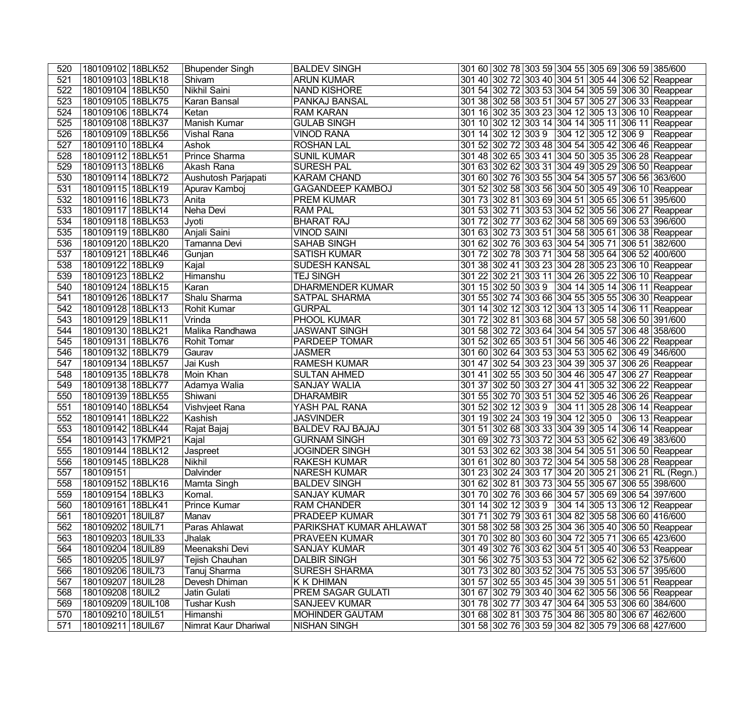| 520 | 180109102 | 18BLK52 | Bhupender Singh | BALDEV SINGH | 301 60 | 302 78 | 303 59 | 304 55 | 305 69 | 306 59 | 385/600 |
|---|---|---|---|---|---|---|---|---|---|---|---|
| 521 | 180109103 | 18BLK18 | Shivam | ARUN KUMAR | 301 40 | 302 72 | 303 40 | 304 51 | 305 44 | 306 52 | Reappear |
| 522 | 180109104 | 18BLK50 | Nikhil Saini | NAND KISHORE | 301 54 | 302 72 | 303 53 | 304 54 | 305 59 | 306 30 | Reappear |
| 523 | 180109105 | 18BLK75 | Karan Bansal | PANKAJ BANSAL | 301 38 | 302 58 | 303 51 | 304 57 | 305 27 | 306 33 | Reappear |
| 524 | 180109106 | 18BLK74 | Ketan | RAM KARAN | 301 16 | 302 35 | 303 23 | 304 12 | 305 13 | 306 10 | Reappear |
| 525 | 180109108 | 18BLK37 | Manish Kumar | GULAB SINGH | 301 10 | 302 12 | 303 14 | 304 14 | 305 11 | 306 11 | Reappear |
| 526 | 180109109 | 18BLK56 | Vishal Rana | VINOD RANA | 301 14 | 302 12 | 303 9 | 304 12 | 305 12 | 306 9 | Reappear |
| 527 | 180109110 | 18BLK4 | Ashok | ROSHAN LAL | 301 52 | 302 72 | 303 48 | 304 54 | 305 42 | 306 46 | Reappear |
| 528 | 180109112 | 18BLK51 | Prince Sharma | SUNIL KUMAR | 301 48 | 302 65 | 303 41 | 304 50 | 305 35 | 306 28 | Reappear |
| 529 | 180109113 | 18BLK6 | Akash Rana | SURESH PAL | 301 63 | 302 62 | 303 31 | 304 49 | 305 29 | 306 50 | Reappear |
| 530 | 180109114 | 18BLK72 | Aushutosh Parjapati | KARAM CHAND | 301 60 | 302 76 | 303 55 | 304 54 | 305 57 | 306 56 | 363/600 |
| 531 | 180109115 | 18BLK19 | Apurav Kamboj | GAGANDEEP KAMBOJ | 301 52 | 302 58 | 303 56 | 304 50 | 305 49 | 306 10 | Reappear |
| 532 | 180109116 | 18BLK73 | Anita | PREM KUMAR | 301 73 | 302 81 | 303 69 | 304 51 | 305 65 | 306 51 | 395/600 |
| 533 | 180109117 | 18BLK14 | Neha Devi | RAM PAL | 301 53 | 302 71 | 303 53 | 304 52 | 305 56 | 306 27 | Reappear |
| 534 | 180109118 | 18BLK53 | Jyoti | BHARAT RAJ | 301 72 | 302 77 | 303 62 | 304 58 | 305 69 | 306 53 | 396/600 |
| 535 | 180109119 | 18BLK80 | Anjali Saini | VINOD SAINI | 301 63 | 302 73 | 303 51 | 304 58 | 305 61 | 306 38 | Reappear |
| 536 | 180109120 | 18BLK20 | Tamanna Devi | SAHAB SINGH | 301 62 | 302 76 | 303 63 | 304 54 | 305 71 | 306 51 | 382/600 |
| 537 | 180109121 | 18BLK46 | Gunjan | SATISH KUMAR | 301 72 | 302 78 | 303 71 | 304 58 | 305 64 | 306 52 | 400/600 |
| 538 | 180109122 | 18BLK9 | Kajal | SUDESH KANSAL | 301 38 | 302 41 | 303 23 | 304 28 | 305 23 | 306 10 | Reappear |
| 539 | 180109123 | 18BLK2 | Himanshu | TEJ SINGH | 301 22 | 302 21 | 303 11 | 304 26 | 305 22 | 306 10 | Reappear |
| 540 | 180109124 | 18BLK15 | Karan | DHARMENDER KUMAR | 301 15 | 302 50 | 303 9 | 304 14 | 305 14 | 306 11 | Reappear |
| 541 | 180109126 | 18BLK17 | Shalu Sharma | SATPAL SHARMA | 301 55 | 302 74 | 303 66 | 304 55 | 305 55 | 306 30 | Reappear |
| 542 | 180109128 | 18BLK13 | Rohit Kumar | GURPAL | 301 14 | 302 12 | 303 12 | 304 13 | 305 14 | 306 11 | Reappear |
| 543 | 180109129 | 18BLK11 | Vrinda | PHOOL KUMAR | 301 72 | 302 81 | 303 68 | 304 57 | 305 58 | 306 50 | 391/600 |
| 544 | 180109130 | 18BLK21 | Malika Randhawa | JASWANT SINGH | 301 58 | 302 72 | 303 64 | 304 54 | 305 57 | 306 48 | 358/600 |
| 545 | 180109131 | 18BLK76 | Rohit Tomar | PARDEEP TOMAR | 301 52 | 302 65 | 303 51 | 304 56 | 305 46 | 306 22 | Reappear |
| 546 | 180109132 | 18BLK79 | Gaurav | JASMER | 301 60 | 302 64 | 303 53 | 304 53 | 305 62 | 306 49 | 346/600 |
| 547 | 180109134 | 18BLK57 | Jai Kush | RAMESH KUMAR | 301 47 | 302 54 | 303 23 | 304 39 | 305 37 | 306 26 | Reappear |
| 548 | 180109135 | 18BLK78 | Moin Khan | SULTAN AHMED | 301 41 | 302 55 | 303 50 | 304 46 | 305 47 | 306 27 | Reappear |
| 549 | 180109138 | 18BLK77 | Adamya Walia | SANJAY WALIA | 301 37 | 302 50 | 303 27 | 304 41 | 305 32 | 306 22 | Reappear |
| 550 | 180109139 | 18BLK55 | Shiwani | DHARAMBIR | 301 55 | 302 70 | 303 51 | 304 52 | 305 46 | 306 26 | Reappear |
| 551 | 180109140 | 18BLK54 | Vishvjeet Rana | YASH PAL RANA | 301 52 | 302 12 | 303 9 | 304 11 | 305 28 | 306 14 | Reappear |
| 552 | 180109141 | 18BLK22 | Kashish | JASVINDER | 301 19 | 302 24 | 303 19 | 304 12 | 305 0 | 306 13 | Reappear |
| 553 | 180109142 | 18BLK44 | Rajat Bajaj | BALDEV RAJ BAJAJ | 301 51 | 302 68 | 303 33 | 304 39 | 305 14 | 306 14 | Reappear |
| 554 | 180109143 | 17KMP21 | Kajal | GURNAM SINGH | 301 69 | 302 73 | 303 72 | 304 53 | 305 62 | 306 49 | 383/600 |
| 555 | 180109144 | 18BLK12 | Jaspreet | JOGINDER SINGH | 301 53 | 302 62 | 303 38 | 304 54 | 305 51 | 306 50 | Reappear |
| 556 | 180109145 | 18BLK28 | Nikhil | RAKESH KUMAR | 301 61 | 302 80 | 303 72 | 304 54 | 305 58 | 306 28 | Reappear |
| 557 | 180109151 | | Dalvinder | NARESH KUMAR | 301 23 | 302 24 | 303 17 | 304 20 | 305 21 | 306 21 | RL (Regn.) |
| 558 | 180109152 | 18BLK16 | Mamta Singh | BALDEV SINGH | 301 62 | 302 81 | 303 73 | 304 55 | 305 67 | 306 55 | 398/600 |
| 559 | 180109154 | 18BLK3 | Komal. | SANJAY KUMAR | 301 70 | 302 76 | 303 66 | 304 57 | 305 69 | 306 54 | 397/600 |
| 560 | 180109161 | 18BLK41 | Prince Kumar | RAM CHANDER | 301 14 | 302 12 | 303 9 | 304 14 | 305 13 | 306 12 | Reappear |
| 561 | 180109201 | 18UIL87 | Manav | PRADEEP KUMAR | 301 71 | 302 79 | 303 61 | 304 82 | 305 58 | 306 60 | 416/600 |
| 562 | 180109202 | 18UIL71 | Paras Ahlawat | PARIKSHAT KUMAR AHLAWAT | 301 58 | 302 58 | 303 25 | 304 36 | 305 40 | 306 50 | Reappear |
| 563 | 180109203 | 18UIL33 | Jhalak | PRAVEEN KUMAR | 301 70 | 302 80 | 303 60 | 304 72 | 305 71 | 306 65 | 423/600 |
| 564 | 180109204 | 18UIL89 | Meenakshi Devi | SANJAY KUMAR | 301 49 | 302 76 | 303 62 | 304 51 | 305 40 | 306 53 | Reappear |
| 565 | 180109205 | 18UIL97 | Tejish Chauhan | DALBIR SINGH | 301 56 | 302 75 | 303 53 | 304 72 | 305 62 | 306 52 | 375/600 |
| 566 | 180109206 | 18UIL73 | Tanuj Sharma | SURESH SHARMA | 301 73 | 302 80 | 303 52 | 304 75 | 305 53 | 306 57 | 395/600 |
| 567 | 180109207 | 18UIL28 | Devesh Dhiman | K K DHIMAN | 301 57 | 302 55 | 303 45 | 304 39 | 305 51 | 306 51 | Reappear |
| 568 | 180109208 | 18UIL2 | Jatin Gulati | PREM SAGAR GULATI | 301 67 | 302 79 | 303 40 | 304 62 | 305 56 | 306 56 | Reappear |
| 569 | 180109209 | 18UIL108 | Tushar Kush | SANJEEV KUMAR | 301 78 | 302 77 | 303 47 | 304 64 | 305 53 | 306 60 | 384/600 |
| 570 | 180109210 | 18UIL51 | Himanshi | MOHINDER GAUTAM | 301 68 | 302 81 | 303 75 | 304 86 | 305 80 | 306 67 | 462/600 |
| 571 | 180109211 | 18UIL67 | Nimrat Kaur Dhariwal | NISHAN SINGH | 301 58 | 302 76 | 303 59 | 304 82 | 305 79 | 306 68 | 427/600 |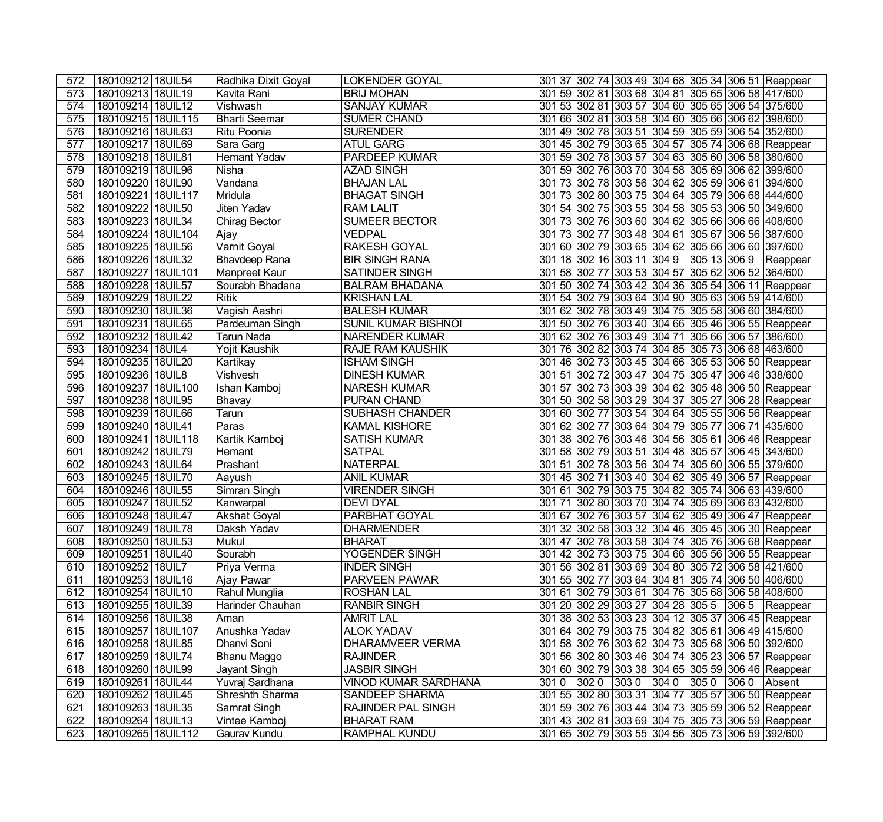| 572 | 180109212 | 18UIL54 | Radhika Dixit Goyal | LOKENDER GOYAL | 301 37 | 302 74 | 303 49 | 304 68 | 305 34 | 306 51 | Reappear |
|---|---|---|---|---|---|---|---|---|---|---|---|
| 573 | 180109213 | 18UIL19 | Kavita Rani | BRIJ MOHAN | 301 59 | 302 81 | 303 68 | 304 81 | 305 65 | 306 58 | 417/600 |
| 574 | 180109214 | 18UIL12 | Vishwash | SANJAY KUMAR | 301 53 | 302 81 | 303 57 | 304 60 | 305 65 | 306 54 | 375/600 |
| 575 | 180109215 | 18UIL115 | Bharti Seemar | SUMER CHAND | 301 66 | 302 81 | 303 58 | 304 60 | 305 66 | 306 62 | 398/600 |
| 576 | 180109216 | 18UIL63 | Ritu Poonia | SURENDER | 301 49 | 302 78 | 303 51 | 304 59 | 305 59 | 306 54 | 352/600 |
| 577 | 180109217 | 18UIL69 | Sara Garg | ATUL GARG | 301 45 | 302 79 | 303 65 | 304 57 | 305 74 | 306 68 | Reappear |
| 578 | 180109218 | 18UIL81 | Hemant Yadav | PARDEEP KUMAR | 301 59 | 302 78 | 303 57 | 304 63 | 305 60 | 306 58 | 380/600 |
| 579 | 180109219 | 18UIL96 | Nisha | AZAD SINGH | 301 59 | 302 76 | 303 70 | 304 58 | 305 69 | 306 62 | 399/600 |
| 580 | 180109220 | 18UIL90 | Vandana | BHAJAN LAL | 301 73 | 302 78 | 303 56 | 304 62 | 305 59 | 306 61 | 394/600 |
| 581 | 180109221 | 18UIL117 | Mridula | BHAGAT SINGH | 301 73 | 302 80 | 303 75 | 304 64 | 305 79 | 306 68 | 444/600 |
| 582 | 180109222 | 18UIL50 | Jiten Yadav | RAM LALIT | 301 54 | 302 75 | 303 55 | 304 58 | 305 53 | 306 50 | 349/600 |
| 583 | 180109223 | 18UIL34 | Chirag Bector | SUMEER BECTOR | 301 73 | 302 76 | 303 60 | 304 62 | 305 66 | 306 66 | 408/600 |
| 584 | 180109224 | 18UIL104 | Ajay | VEDPAL | 301 73 | 302 77 | 303 48 | 304 61 | 305 67 | 306 56 | 387/600 |
| 585 | 180109225 | 18UIL56 | Varnit Goyal | RAKESH GOYAL | 301 60 | 302 79 | 303 65 | 304 62 | 305 66 | 306 60 | 397/600 |
| 586 | 180109226 | 18UIL32 | Bhavdeep Rana | BIR SINGH RANA | 301 18 | 302 16 | 303 11 | 304 9 | 305 13 | 306 9 | Reappear |
| 587 | 180109227 | 18UIL101 | Manpreet Kaur | SATINDER SINGH | 301 58 | 302 77 | 303 53 | 304 57 | 305 62 | 306 52 | 364/600 |
| 588 | 180109228 | 18UIL57 | Sourabh Bhadana | BALRAM BHADANA | 301 50 | 302 74 | 303 42 | 304 36 | 305 54 | 306 11 | Reappear |
| 589 | 180109229 | 18UIL22 | Ritik | KRISHAN LAL | 301 54 | 302 79 | 303 64 | 304 90 | 305 63 | 306 59 | 414/600 |
| 590 | 180109230 | 18UIL36 | Vagish Aashri | BALESH KUMAR | 301 62 | 302 78 | 303 49 | 304 75 | 305 58 | 306 60 | 384/600 |
| 591 | 180109231 | 18UIL65 | Pardeuman Singh | SUNIL KUMAR BISHNOI | 301 50 | 302 76 | 303 40 | 304 66 | 305 46 | 306 55 | Reappear |
| 592 | 180109232 | 18UIL42 | Tarun Nada | NARENDER KUMAR | 301 62 | 302 76 | 303 49 | 304 71 | 305 66 | 306 57 | 386/600 |
| 593 | 180109234 | 18UIL4 | Yojit Kaushik | RAJE RAM KAUSHIK | 301 76 | 302 82 | 303 74 | 304 85 | 305 73 | 306 68 | 463/600 |
| 594 | 180109235 | 18UIL20 | Kartikay | ISHAM SINGH | 301 46 | 302 73 | 303 45 | 304 66 | 305 53 | 306 50 | Reappear |
| 595 | 180109236 | 18UIL8 | Vishvesh | DINESH KUMAR | 301 51 | 302 72 | 303 47 | 304 75 | 305 47 | 306 46 | 338/600 |
| 596 | 180109237 | 18UIL100 | Ishan Kamboj | NARESH KUMAR | 301 57 | 302 73 | 303 39 | 304 62 | 305 48 | 306 50 | Reappear |
| 597 | 180109238 | 18UIL95 | Bhavay | PURAN CHAND | 301 50 | 302 58 | 303 29 | 304 37 | 305 27 | 306 28 | Reappear |
| 598 | 180109239 | 18UIL66 | Tarun | SUBHASH CHANDER | 301 60 | 302 77 | 303 54 | 304 64 | 305 55 | 306 56 | Reappear |
| 599 | 180109240 | 18UIL41 | Paras | KAMAL KISHORE | 301 62 | 302 77 | 303 64 | 304 79 | 305 77 | 306 71 | 435/600 |
| 600 | 180109241 | 18UIL118 | Kartik Kamboj | SATISH KUMAR | 301 38 | 302 76 | 303 46 | 304 56 | 305 61 | 306 46 | Reappear |
| 601 | 180109242 | 18UIL79 | Hemant | SATPAL | 301 58 | 302 79 | 303 51 | 304 48 | 305 57 | 306 45 | 343/600 |
| 602 | 180109243 | 18UIL64 | Prashant | NATERPAL | 301 51 | 302 78 | 303 56 | 304 74 | 305 60 | 306 55 | 379/600 |
| 603 | 180109245 | 18UIL70 | Aayush | ANIL KUMAR | 301 45 | 302 71 | 303 40 | 304 62 | 305 49 | 306 57 | Reappear |
| 604 | 180109246 | 18UIL55 | Simran Singh | VIRENDER SINGH | 301 61 | 302 79 | 303 75 | 304 82 | 305 74 | 306 63 | 439/600 |
| 605 | 180109247 | 18UIL52 | Kanwarpal | DEVI DYAL | 301 71 | 302 80 | 303 70 | 304 74 | 305 69 | 306 63 | 432/600 |
| 606 | 180109248 | 18UIL47 | Akshat Goyal | PARBHAT GOYAL | 301 67 | 302 76 | 303 57 | 304 62 | 305 49 | 306 47 | Reappear |
| 607 | 180109249 | 18UIL78 | Daksh Yadav | DHARMENDER | 301 32 | 302 58 | 303 32 | 304 46 | 305 45 | 306 30 | Reappear |
| 608 | 180109250 | 18UIL53 | Mukul | BHARAT | 301 47 | 302 78 | 303 58 | 304 74 | 305 76 | 306 68 | Reappear |
| 609 | 180109251 | 18UIL40 | Sourabh | YOGENDER SINGH | 301 42 | 302 73 | 303 75 | 304 66 | 305 56 | 306 55 | Reappear |
| 610 | 180109252 | 18UIL7 | Priya Verma | INDER SINGH | 301 56 | 302 81 | 303 69 | 304 80 | 305 72 | 306 58 | 421/600 |
| 611 | 180109253 | 18UIL16 | Ajay Pawar | PARVEEN PAWAR | 301 55 | 302 77 | 303 64 | 304 81 | 305 74 | 306 50 | 406/600 |
| 612 | 180109254 | 18UIL10 | Rahul Munglia | ROSHAN LAL | 301 61 | 302 79 | 303 61 | 304 76 | 305 68 | 306 58 | 408/600 |
| 613 | 180109255 | 18UIL39 | Harinder Chauhan | RANBIR SINGH | 301 20 | 302 29 | 303 27 | 304 28 | 305 5 | 306 5 | Reappear |
| 614 | 180109256 | 18UIL38 | Aman | AMRIT LAL | 301 38 | 302 53 | 303 23 | 304 12 | 305 37 | 306 45 | Reappear |
| 615 | 180109257 | 18UIL107 | Anushka Yadav | ALOK YADAV | 301 64 | 302 79 | 303 75 | 304 82 | 305 61 | 306 49 | 415/600 |
| 616 | 180109258 | 18UIL85 | Dhanvi Soni | DHARAMVEER VERMA | 301 58 | 302 76 | 303 62 | 304 73 | 305 68 | 306 50 | 392/600 |
| 617 | 180109259 | 18UIL74 | Bhanu Maggo | RAJINDER | 301 56 | 302 80 | 303 46 | 304 74 | 305 23 | 306 57 | Reappear |
| 618 | 180109260 | 18UIL99 | Jayant Singh | JASBIR SINGH | 301 60 | 302 79 | 303 38 | 304 65 | 305 59 | 306 46 | Reappear |
| 619 | 180109261 | 18UIL44 | Yuvraj Sardhana | VINOD KUMAR SARDHANA | 301 0 | 302 0 | 303 0 | 304 0 | 305 0 | 306 0 | Absent |
| 620 | 180109262 | 18UIL45 | Shreshth Sharma | SANDEEP SHARMA | 301 55 | 302 80 | 303 31 | 304 77 | 305 57 | 306 50 | Reappear |
| 621 | 180109263 | 18UIL35 | Samrat Singh | RAJINDER PAL SINGH | 301 59 | 302 76 | 303 44 | 304 73 | 305 59 | 306 52 | Reappear |
| 622 | 180109264 | 18UIL13 | Vintee Kamboj | BHARAT RAM | 301 43 | 302 81 | 303 69 | 304 75 | 305 73 | 306 59 | Reappear |
| 623 | 180109265 | 18UIL112 | Gaurav Kundu | RAMPHAL KUNDU | 301 65 | 302 79 | 303 55 | 304 56 | 305 73 | 306 59 | 392/600 |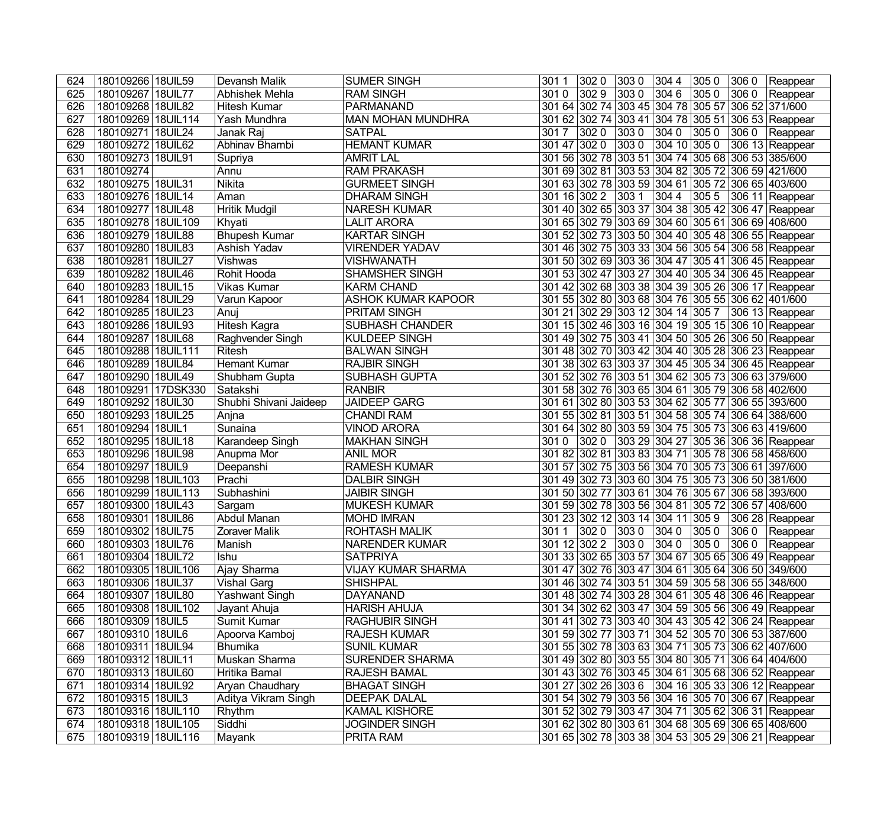| 624 | 180109266 | 18UIL59 | Devansh Malik | SUMER SINGH | 301 1 | 302 0 | 303 0 | 304 4 | 305 0 | 306 0 | Reappear |
|---|---|---|---|---|---|---|---|---|---|---|---|
| 625 | 180109267 | 18UIL77 | Abhishek Mehla | RAM SINGH | 301 0 | 302 9 | 303 0 | 304 6 | 305 0 | 306 0 | Reappear |
| 626 | 180109268 | 18UIL82 | Hitesh Kumar | PARMANAND | 301 64 | 302 74 | 303 45 | 304 78 | 305 57 | 306 52 | 371/600 |
| 627 | 180109269 | 18UIL114 | Yash Mundhra | MAN MOHAN MUNDHRA | 301 62 | 302 74 | 303 41 | 304 78 | 305 51 | 306 53 | Reappear |
| 628 | 180109271 | 18UIL24 | Janak Raj | SATPAL | 301 7 | 302 0 | 303 0 | 304 0 | 305 0 | 306 0 | Reappear |
| 629 | 180109272 | 18UIL62 | Abhinav Bhambi | HEMANT KUMAR | 301 47 | 302 0 | 303 0 | 304 10 | 305 0 | 306 13 | Reappear |
| 630 | 180109273 | 18UIL91 | Supriya | AMRIT LAL | 301 56 | 302 78 | 303 51 | 304 74 | 305 68 | 306 53 | 385/600 |
| 631 | 180109274 | | Annu | RAM PRAKASH | 301 69 | 302 81 | 303 53 | 304 82 | 305 72 | 306 59 | 421/600 |
| 632 | 180109275 | 18UIL31 | Nikita | GURMEET SINGH | 301 63 | 302 78 | 303 59 | 304 61 | 305 72 | 306 65 | 403/600 |
| 633 | 180109276 | 18UIL14 | Aman | DHARAM SINGH | 301 16 | 302 2 | 303 1 | 304 4 | 305 5 | 306 11 | Reappear |
| 634 | 180109277 | 18UIL48 | Hritik Mudgil | NARESH KUMAR | 301 40 | 302 65 | 303 37 | 304 38 | 305 42 | 306 47 | Reappear |
| 635 | 180109278 | 18UIL109 | Khyati | LALIT ARORA | 301 65 | 302 79 | 303 69 | 304 60 | 305 61 | 306 69 | 408/600 |
| 636 | 180109279 | 18UIL88 | Bhupesh Kumar | KARTAR SINGH | 301 52 | 302 73 | 303 50 | 304 40 | 305 48 | 306 55 | Reappear |
| 637 | 180109280 | 18UIL83 | Ashish Yadav | VIRENDER YADAV | 301 46 | 302 75 | 303 33 | 304 56 | 305 54 | 306 58 | Reappear |
| 638 | 180109281 | 18UIL27 | Vishwas | VISHWANATH | 301 50 | 302 69 | 303 36 | 304 47 | 305 41 | 306 45 | Reappear |
| 639 | 180109282 | 18UIL46 | Rohit Hooda | SHAMSHER SINGH | 301 53 | 302 47 | 303 27 | 304 40 | 305 34 | 306 45 | Reappear |
| 640 | 180109283 | 18UIL15 | Vikas Kumar | KARM CHAND | 301 42 | 302 68 | 303 38 | 304 39 | 305 26 | 306 17 | Reappear |
| 641 | 180109284 | 18UIL29 | Varun Kapoor | ASHOK KUMAR KAPOOR | 301 55 | 302 80 | 303 68 | 304 76 | 305 55 | 306 62 | 401/600 |
| 642 | 180109285 | 18UIL23 | Anuj | PRITAM SINGH | 301 21 | 302 29 | 303 12 | 304 14 | 305 7 | 306 13 | Reappear |
| 643 | 180109286 | 18UIL93 | Hitesh Kagra | SUBHASH CHANDER | 301 15 | 302 46 | 303 16 | 304 19 | 305 15 | 306 10 | Reappear |
| 644 | 180109287 | 18UIL68 | Raghvender Singh | KULDEEP SINGH | 301 49 | 302 75 | 303 41 | 304 50 | 305 26 | 306 50 | Reappear |
| 645 | 180109288 | 18UIL111 | Ritesh | BALWAN SINGH | 301 48 | 302 70 | 303 42 | 304 40 | 305 28 | 306 23 | Reappear |
| 646 | 180109289 | 18UIL84 | Hemant Kumar | RAJBIR SINGH | 301 38 | 302 63 | 303 37 | 304 45 | 305 34 | 306 45 | Reappear |
| 647 | 180109290 | 18UIL49 | Shubham Gupta | SUBHASH GUPTA | 301 52 | 302 76 | 303 51 | 304 62 | 305 73 | 306 63 | 379/600 |
| 648 | 180109291 | 17DSK330 | Satakshi | RANBIR | 301 58 | 302 76 | 303 65 | 304 61 | 305 79 | 306 58 | 402/600 |
| 649 | 180109292 | 18UIL30 | Shubhi Shivani Jaideep | JAIDEEP GARG | 301 61 | 302 80 | 303 53 | 304 62 | 305 77 | 306 55 | 393/600 |
| 650 | 180109293 | 18UIL25 | Anjna | CHANDI RAM | 301 55 | 302 81 | 303 51 | 304 58 | 305 74 | 306 64 | 388/600 |
| 651 | 180109294 | 18UIL1 | Sunaina | VINOD ARORA | 301 64 | 302 80 | 303 59 | 304 75 | 305 73 | 306 63 | 419/600 |
| 652 | 180109295 | 18UIL18 | Karandeep Singh | MAKHAN SINGH | 301 0 | 302 0 | 303 29 | 304 27 | 305 36 | 306 36 | Reappear |
| 653 | 180109296 | 18UIL98 | Anupma Mor | ANIL MOR | 301 82 | 302 81 | 303 83 | 304 71 | 305 78 | 306 58 | 458/600 |
| 654 | 180109297 | 18UIL9 | Deepanshi | RAMESH KUMAR | 301 57 | 302 75 | 303 56 | 304 70 | 305 73 | 306 61 | 397/600 |
| 655 | 180109298 | 18UIL103 | Prachi | DALBIR SINGH | 301 49 | 302 73 | 303 60 | 304 75 | 305 73 | 306 50 | 381/600 |
| 656 | 180109299 | 18UIL113 | Subhashini | JAIBIR SINGH | 301 50 | 302 77 | 303 61 | 304 76 | 305 67 | 306 58 | 393/600 |
| 657 | 180109300 | 18UIL43 | Sargam | MUKESH KUMAR | 301 59 | 302 78 | 303 56 | 304 81 | 305 72 | 306 57 | 408/600 |
| 658 | 180109301 | 18UIL86 | Abdul Manan | MOHD IMRAN | 301 23 | 302 12 | 303 14 | 304 11 | 305 9 | 306 28 | Reappear |
| 659 | 180109302 | 18UIL75 | Zoraver Malik | ROHTASH MALIK | 301 1 | 302 0 | 303 0 | 304 0 | 305 0 | 306 0 | Reappear |
| 660 | 180109303 | 18UIL76 | Manish | NARENDER KUMAR | 301 12 | 302 2 | 303 0 | 304 0 | 305 0 | 306 0 | Reappear |
| 661 | 180109304 | 18UIL72 | Ishu | SATPRIYA | 301 33 | 302 65 | 303 57 | 304 67 | 305 65 | 306 49 | Reappear |
| 662 | 180109305 | 18UIL106 | Ajay Sharma | VIJAY KUMAR SHARMA | 301 47 | 302 76 | 303 47 | 304 61 | 305 64 | 306 50 | 349/600 |
| 663 | 180109306 | 18UIL37 | Vishal Garg | SHISHPAL | 301 46 | 302 74 | 303 51 | 304 59 | 305 58 | 306 55 | 348/600 |
| 664 | 180109307 | 18UIL80 | Yashwant Singh | DAYANAND | 301 48 | 302 74 | 303 28 | 304 61 | 305 48 | 306 46 | Reappear |
| 665 | 180109308 | 18UIL102 | Jayant Ahuja | HARISH AHUJA | 301 34 | 302 62 | 303 47 | 304 59 | 305 56 | 306 49 | Reappear |
| 666 | 180109309 | 18UIL5 | Sumit Kumar | RAGHUBIR SINGH | 301 41 | 302 73 | 303 40 | 304 43 | 305 42 | 306 24 | Reappear |
| 667 | 180109310 | 18UIL6 | Apoorva Kamboj | RAJESH KUMAR | 301 59 | 302 77 | 303 71 | 304 52 | 305 70 | 306 53 | 387/600 |
| 668 | 180109311 | 18UIL94 | Bhumika | SUNIL KUMAR | 301 55 | 302 78 | 303 63 | 304 71 | 305 73 | 306 62 | 407/600 |
| 669 | 180109312 | 18UIL11 | Muskan Sharma | SURENDER SHARMA | 301 49 | 302 80 | 303 55 | 304 80 | 305 71 | 306 64 | 404/600 |
| 670 | 180109313 | 18UIL60 | Hritika Bamal | RAJESH BAMAL | 301 43 | 302 76 | 303 45 | 304 61 | 305 68 | 306 52 | Reappear |
| 671 | 180109314 | 18UIL92 | Aryan Chaudhary | BHAGAT SINGH | 301 27 | 302 26 | 303 6 | 304 16 | 305 33 | 306 12 | Reappear |
| 672 | 180109315 | 18UIL3 | Aditya Vikram Singh | DEEPAK DALAL | 301 54 | 302 79 | 303 56 | 304 16 | 305 70 | 306 67 | Reappear |
| 673 | 180109316 | 18UIL110 | Rhythm | KAMAL KISHORE | 301 52 | 302 79 | 303 47 | 304 71 | 305 62 | 306 31 | Reappear |
| 674 | 180109318 | 18UIL105 | Siddhi | JOGINDER SINGH | 301 62 | 302 80 | 303 61 | 304 68 | 305 69 | 306 65 | 408/600 |
| 675 | 180109319 | 18UIL116 | Mayank | PRITA RAM | 301 65 | 302 78 | 303 38 | 304 53 | 305 29 | 306 21 | Reappear |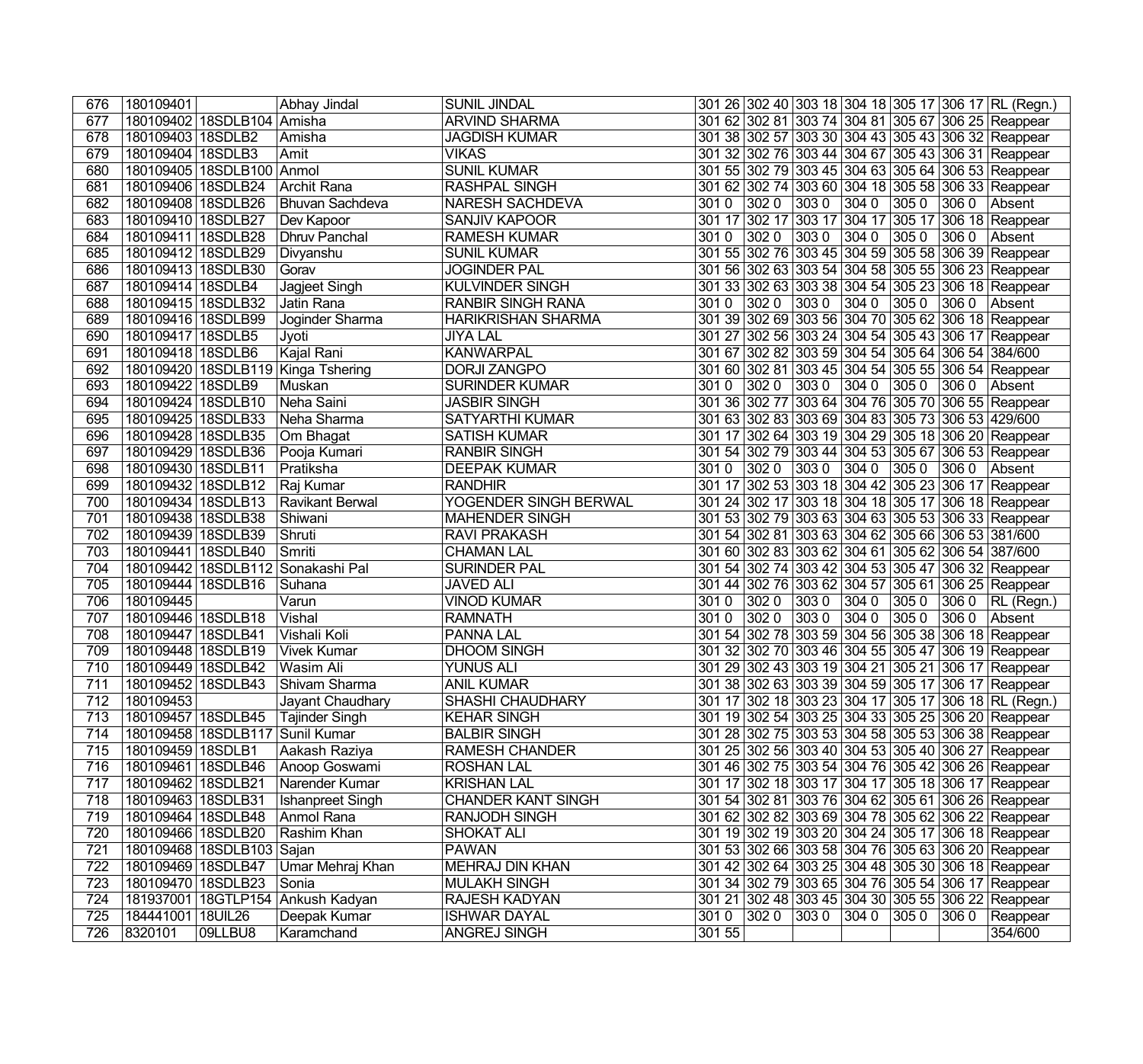| | | | | | | | | | | | |
|---|---|---|---|---|---|---|---|---|---|---|---|
| 676 | 180109401 | | Abhay Jindal | SUNIL JINDAL | 301 26 | 302 40 | 303 18 | 304 18 | 305 17 | 306 17 | RL (Regn.) |
| 677 | 180109402 | 18SDLB104 | Amisha | ARVIND SHARMA | 301 62 | 302 81 | 303 74 | 304 81 | 305 67 | 306 25 | Reappear |
| 678 | 180109403 | 18SDLB2 | Amisha | JAGDISH KUMAR | 301 38 | 302 57 | 303 30 | 304 43 | 305 43 | 306 32 | Reappear |
| 679 | 180109404 | 18SDLB3 | Amit | VIKAS | 301 32 | 302 76 | 303 44 | 304 67 | 305 43 | 306 31 | Reappear |
| 680 | 180109405 | 18SDLB100 | Anmol | SUNIL KUMAR | 301 55 | 302 79 | 303 45 | 304 63 | 305 64 | 306 53 | Reappear |
| 681 | 180109406 | 18SDLB24 | Archit Rana | RASHPAL SINGH | 301 62 | 302 74 | 303 60 | 304 18 | 305 58 | 306 33 | Reappear |
| 682 | 180109408 | 18SDLB26 | Bhuvan Sachdeva | NARESH SACHDEVA | 301 0 | 302 0 | 303 0 | 304 0 | 305 0 | 306 0 | Absent |
| 683 | 180109410 | 18SDLB27 | Dev Kapoor | SANJIV KAPOOR | 301 17 | 302 17 | 303 17 | 304 17 | 305 17 | 306 18 | Reappear |
| 684 | 180109411 | 18SDLB28 | Dhruv Panchal | RAMESH KUMAR | 301 0 | 302 0 | 303 0 | 304 0 | 305 0 | 306 0 | Absent |
| 685 | 180109412 | 18SDLB29 | Divyanshu | SUNIL KUMAR | 301 55 | 302 76 | 303 45 | 304 59 | 305 58 | 306 39 | Reappear |
| 686 | 180109413 | 18SDLB30 | Gorav | JOGINDER PAL | 301 56 | 302 63 | 303 54 | 304 58 | 305 55 | 306 23 | Reappear |
| 687 | 180109414 | 18SDLB4 | Jagjeet Singh | KULVINDER SINGH | 301 33 | 302 63 | 303 38 | 304 54 | 305 23 | 306 18 | Reappear |
| 688 | 180109415 | 18SDLB32 | Jatin Rana | RANBIR SINGH RANA | 301 0 | 302 0 | 303 0 | 304 0 | 305 0 | 306 0 | Absent |
| 689 | 180109416 | 18SDLB99 | Joginder Sharma | HARIKRISHAN SHARMA | 301 39 | 302 69 | 303 56 | 304 70 | 305 62 | 306 18 | Reappear |
| 690 | 180109417 | 18SDLB5 | Jyoti | JIYA LAL | 301 27 | 302 56 | 303 24 | 304 54 | 305 43 | 306 17 | Reappear |
| 691 | 180109418 | 18SDLB6 | Kajal Rani | KANWARPAL | 301 67 | 302 82 | 303 59 | 304 54 | 305 64 | 306 54 | 384/600 |
| 692 | 180109420 | 18SDLB119 | Kinga Tshering | DORJI ZANGPO | 301 60 | 302 81 | 303 45 | 304 54 | 305 55 | 306 54 | Reappear |
| 693 | 180109422 | 18SDLB9 | Muskan | SURINDER KUMAR | 301 0 | 302 0 | 303 0 | 304 0 | 305 0 | 306 0 | Absent |
| 694 | 180109424 | 18SDLB10 | Neha Saini | JASBIR SINGH | 301 36 | 302 77 | 303 64 | 304 76 | 305 70 | 306 55 | Reappear |
| 695 | 180109425 | 18SDLB33 | Neha Sharma | SATYARTHI KUMAR | 301 63 | 302 83 | 303 69 | 304 83 | 305 73 | 306 53 | 429/600 |
| 696 | 180109428 | 18SDLB35 | Om Bhagat | SATISH KUMAR | 301 17 | 302 64 | 303 19 | 304 29 | 305 18 | 306 20 | Reappear |
| 697 | 180109429 | 18SDLB36 | Pooja Kumari | RANBIR SINGH | 301 54 | 302 79 | 303 44 | 304 53 | 305 67 | 306 53 | Reappear |
| 698 | 180109430 | 18SDLB11 | Pratiksha | DEEPAK KUMAR | 301 0 | 302 0 | 303 0 | 304 0 | 305 0 | 306 0 | Absent |
| 699 | 180109432 | 18SDLB12 | Raj Kumar | RANDHIR | 301 17 | 302 53 | 303 18 | 304 42 | 305 23 | 306 17 | Reappear |
| 700 | 180109434 | 18SDLB13 | Ravikant Berwal | YOGENDER SINGH BERWAL | 301 24 | 302 17 | 303 18 | 304 18 | 305 17 | 306 18 | Reappear |
| 701 | 180109438 | 18SDLB38 | Shiwani | MAHENDER SINGH | 301 53 | 302 79 | 303 63 | 304 63 | 305 53 | 306 33 | Reappear |
| 702 | 180109439 | 18SDLB39 | Shruti | RAVI PRAKASH | 301 54 | 302 81 | 303 63 | 304 62 | 305 66 | 306 53 | 381/600 |
| 703 | 180109441 | 18SDLB40 | Smriti | CHAMAN LAL | 301 60 | 302 83 | 303 62 | 304 61 | 305 62 | 306 54 | 387/600 |
| 704 | 180109442 | 18SDLB112 | Sonakashi Pal | SURINDER PAL | 301 54 | 302 74 | 303 42 | 304 53 | 305 47 | 306 32 | Reappear |
| 705 | 180109444 | 18SDLB16 | Suhana | JAVED ALI | 301 44 | 302 76 | 303 62 | 304 57 | 305 61 | 306 25 | Reappear |
| 706 | 180109445 | | Varun | VINOD KUMAR | 301 0 | 302 0 | 303 0 | 304 0 | 305 0 | 306 0 | RL (Regn.) |
| 707 | 180109446 | 18SDLB18 | Vishal | RAMNATH | 301 0 | 302 0 | 303 0 | 304 0 | 305 0 | 306 0 | Absent |
| 708 | 180109447 | 18SDLB41 | Vishali Koli | PANNA LAL | 301 54 | 302 78 | 303 59 | 304 56 | 305 38 | 306 18 | Reappear |
| 709 | 180109448 | 18SDLB19 | Vivek Kumar | DHOOM SINGH | 301 32 | 302 70 | 303 46 | 304 55 | 305 47 | 306 19 | Reappear |
| 710 | 180109449 | 18SDLB42 | Wasim Ali | YUNUS ALI | 301 29 | 302 43 | 303 19 | 304 21 | 305 21 | 306 17 | Reappear |
| 711 | 180109452 | 18SDLB43 | Shivam Sharma | ANIL KUMAR | 301 38 | 302 63 | 303 39 | 304 59 | 305 17 | 306 17 | Reappear |
| 712 | 180109453 | | Jayant Chaudhary | SHASHI CHAUDHARY | 301 17 | 302 18 | 303 23 | 304 17 | 305 17 | 306 18 | RL (Regn.) |
| 713 | 180109457 | 18SDLB45 | Tajinder Singh | KEHAR SINGH | 301 19 | 302 54 | 303 25 | 304 33 | 305 25 | 306 20 | Reappear |
| 714 | 180109458 | 18SDLB117 | Sunil Kumar | BALBIR SINGH | 301 28 | 302 75 | 303 53 | 304 58 | 305 53 | 306 38 | Reappear |
| 715 | 180109459 | 18SDLB1 | Aakash Raziya | RAMESH CHANDER | 301 25 | 302 56 | 303 40 | 304 53 | 305 40 | 306 27 | Reappear |
| 716 | 180109461 | 18SDLB46 | Anoop Goswami | ROSHAN LAL | 301 46 | 302 75 | 303 54 | 304 76 | 305 42 | 306 26 | Reappear |
| 717 | 180109462 | 18SDLB21 | Narender Kumar | KRISHAN LAL | 301 17 | 302 18 | 303 17 | 304 17 | 305 18 | 306 17 | Reappear |
| 718 | 180109463 | 18SDLB31 | Ishanpreet Singh | CHANDER KANT SINGH | 301 54 | 302 81 | 303 76 | 304 62 | 305 61 | 306 26 | Reappear |
| 719 | 180109464 | 18SDLB48 | Anmol Rana | RANJODH SINGH | 301 62 | 302 82 | 303 69 | 304 78 | 305 62 | 306 22 | Reappear |
| 720 | 180109466 | 18SDLB20 | Rashim Khan | SHOKAT ALI | 301 19 | 302 19 | 303 20 | 304 24 | 305 17 | 306 18 | Reappear |
| 721 | 180109468 | 18SDLB103 | Sajan | PAWAN | 301 53 | 302 66 | 303 58 | 304 76 | 305 63 | 306 20 | Reappear |
| 722 | 180109469 | 18SDLB47 | Umar Mehraj Khan | MEHRAJ DIN KHAN | 301 42 | 302 64 | 303 25 | 304 48 | 305 30 | 306 18 | Reappear |
| 723 | 180109470 | 18SDLB23 | Sonia | MULAKH SINGH | 301 34 | 302 79 | 303 65 | 304 76 | 305 54 | 306 17 | Reappear |
| 724 | 181937001 | 18GTLP154 | Ankush Kadyan | RAJESH KADYAN | 301 21 | 302 48 | 303 45 | 304 30 | 305 55 | 306 22 | Reappear |
| 725 | 184441001 | 18UIL26 | Deepak Kumar | ISHWAR DAYAL | 301 0 | 302 0 | 303 0 | 304 0 | 305 0 | 306 0 | Reappear |
| 726 | 8320101 | 09LLBU8 | Karamchand | ANGREJ SINGH | 301 55 | | | | | | 354/600 |